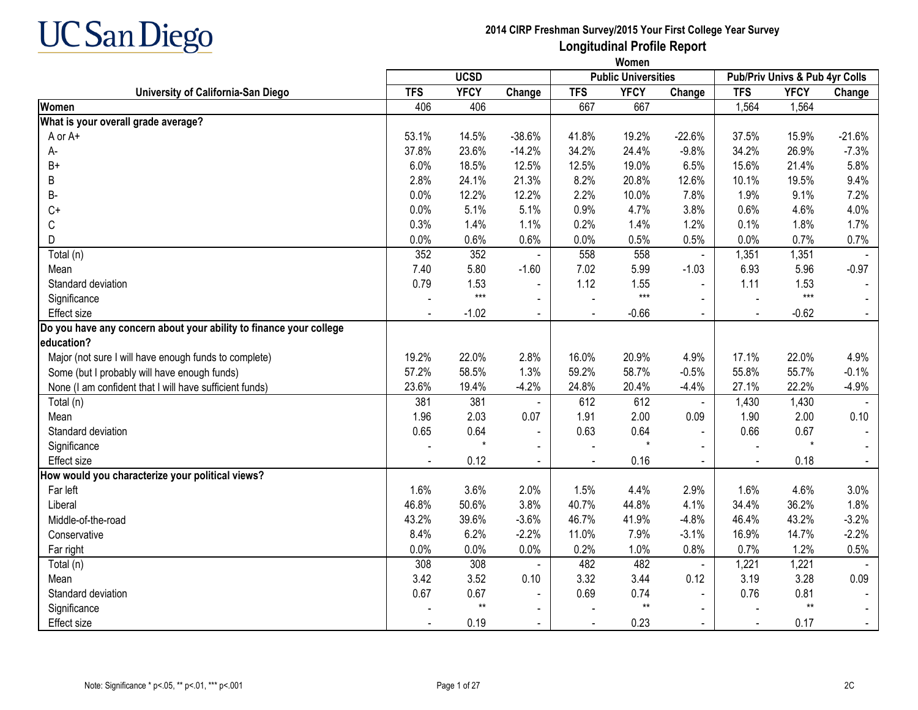UC San Diego

# 2014 CIRP Freshman Survey/2015 Your First College Year Survey

## Longitudinal Profile Report

### Women

| University of California-San Diego | UCSD | | | Public Universities | | | Pub/Priv Univs & Pub 4yr Colls | | |
|---|---|---|---|---|---|---|---|---|---|
| | TFS | YFCY | Change | TFS | YFCY | Change | TFS | YFCY | Change |
| **Women** | 406 | 406 | | 667 | 667 | | 1,564 | 1,564 | |
| **What is your overall grade average?** | | | | | | | | | |
| A or A+ | 53.1% | 14.5% | -38.6% | 41.8% | 19.2% | -22.6% | 37.5% | 15.9% | -21.6% |
| A- | 37.8% | 23.6% | -14.2% | 34.2% | 24.4% | -9.8% | 34.2% | 26.9% | -7.3% |
| B+ | 6.0% | 18.5% | 12.5% | 12.5% | 19.0% | 6.5% | 15.6% | 21.4% | 5.8% |
| B | 2.8% | 24.1% | 21.3% | 8.2% | 20.8% | 12.6% | 10.1% | 19.5% | 9.4% |
| B- | 0.0% | 12.2% | 12.2% | 2.2% | 10.0% | 7.8% | 1.9% | 9.1% | 7.2% |
| C+ | 0.0% | 5.1% | 5.1% | 0.9% | 4.7% | 3.8% | 0.6% | 4.6% | 4.0% |
| C | 0.3% | 1.4% | 1.1% | 0.2% | 1.4% | 1.2% | 0.1% | 1.8% | 1.7% |
| D | 0.0% | 0.6% | 0.6% | 0.0% | 0.5% | 0.5% | 0.0% | 0.7% | 0.7% |
| Total (n) | 352 | 352 | - | 558 | 558 | - | 1,351 | 1,351 | - |
| Mean | 7.40 | 5.80 | -1.60 | 7.02 | 5.99 | -1.03 | 6.93 | 5.96 | -0.97 |
| Standard deviation | 0.79 | 1.53 | - | 1.12 | 1.55 | - | 1.11 | 1.53 | - |
| Significance | - | *** | - | - | *** | - | - | *** | - |
| Effect size | - | -1.02 | - | - | -0.66 | - | - | -0.62 | - |
| **Do you have any concern about your ability to finance your college education?** | | | | | | | | | |
| Major (not sure I will have enough funds to complete) | 19.2% | 22.0% | 2.8% | 16.0% | 20.9% | 4.9% | 17.1% | 22.0% | 4.9% |
| Some (but I probably will have enough funds) | 57.2% | 58.5% | 1.3% | 59.2% | 58.7% | -0.5% | 55.8% | 55.7% | -0.1% |
| None (I am confident that I will have sufficient funds) | 23.6% | 19.4% | -4.2% | 24.8% | 20.4% | -4.4% | 27.1% | 22.2% | -4.9% |
| Total (n) | 381 | 381 | - | 612 | 612 | - | 1,430 | 1,430 | - |
| Mean | 1.96 | 2.03 | 0.07 | 1.91 | 2.00 | 0.09 | 1.90 | 2.00 | 0.10 |
| Standard deviation | 0.65 | 0.64 | - | 0.63 | 0.64 | - | 0.66 | 0.67 | - |
| Significance | - | * | - | - | * | - | - | * | - |
| Effect size | - | 0.12 | - | - | 0.16 | - | - | 0.18 | - |
| **How would you characterize your political views?** | | | | | | | | | |
| Far left | 1.6% | 3.6% | 2.0% | 1.5% | 4.4% | 2.9% | 1.6% | 4.6% | 3.0% |
| Liberal | 46.8% | 50.6% | 3.8% | 40.7% | 44.8% | 4.1% | 34.4% | 36.2% | 1.8% |
| Middle-of-the-road | 43.2% | 39.6% | -3.6% | 46.7% | 41.9% | -4.8% | 46.4% | 43.2% | -3.2% |
| Conservative | 8.4% | 6.2% | -2.2% | 11.0% | 7.9% | -3.1% | 16.9% | 14.7% | -2.2% |
| Far right | 0.0% | 0.0% | 0.0% | 0.2% | 1.0% | 0.8% | 0.7% | 1.2% | 0.5% |
| Total (n) | 308 | 308 | - | 482 | 482 | - | 1,221 | 1,221 | - |
| Mean | 3.42 | 3.52 | 0.10 | 3.32 | 3.44 | 0.12 | 3.19 | 3.28 | 0.09 |
| Standard deviation | 0.67 | 0.67 | - | 0.69 | 0.74 | - | 0.76 | 0.81 | - |
| Significance | - | ** | - | - | ** | - | - | ** | - |
| Effect size | - | 0.19 | - | - | 0.23 | - | - | 0.17 | - |

Note: Significance * p<.05, ** p<.01, *** p<.001

2C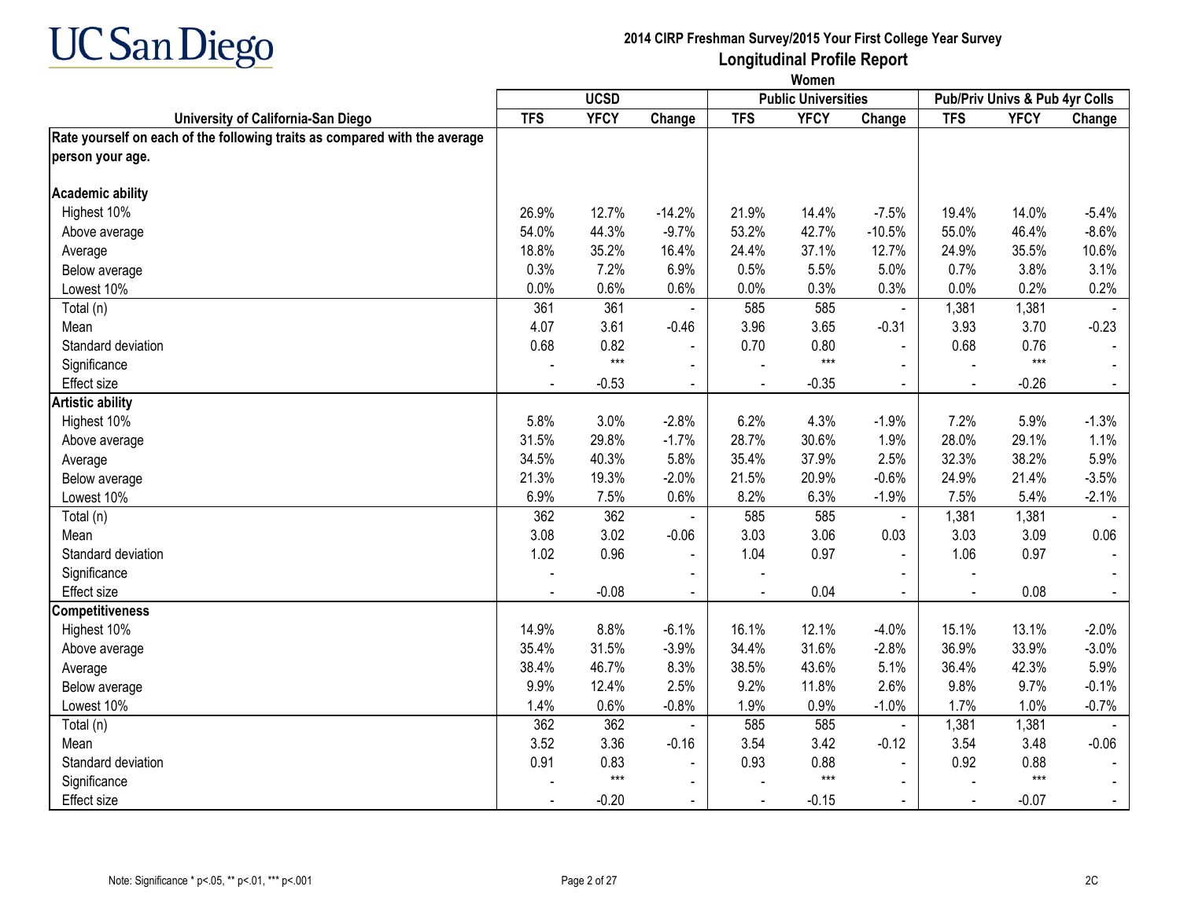# 2014 CIRP Freshman Survey/2015 Your First College Year Survey

## Longitudinal Profile Report

### Women

| University of California-San Diego | UCSD | | | Public Universities | | | Pub/Priv Univs & Pub 4yr Colls | | |
|---|---|---|---|---|---|---|---|---|---|
| | TFS | YFCY | Change | TFS | YFCY | Change | TFS | YFCY | Change |
| **Rate yourself on each of the following traits as compared with the average person your age.** | | | | | | | | | |
| **Academic ability** | | | | | | | | | |
| Highest 10% | 26.9% | 12.7% | -14.2% | 21.9% | 14.4% | -7.5% | 19.4% | 14.0% | -5.4% |
| Above average | 54.0% | 44.3% | -9.7% | 53.2% | 42.7% | -10.5% | 55.0% | 46.4% | -8.6% |
| Average | 18.8% | 35.2% | 16.4% | 24.4% | 37.1% | 12.7% | 24.9% | 35.5% | 10.6% |
| Below average | 0.3% | 7.2% | 6.9% | 0.5% | 5.5% | 5.0% | 0.7% | 3.8% | 3.1% |
| Lowest 10% | 0.0% | 0.6% | 0.6% | 0.0% | 0.3% | 0.3% | 0.0% | 0.2% | 0.2% |
| Total (n) | 361 | 361 | - | 585 | 585 | - | 1,381 | 1,381 | - |
| Mean | 4.07 | 3.61 | -0.46 | 3.96 | 3.65 | -0.31 | 3.93 | 3.70 | -0.23 |
| Standard deviation | 0.68 | 0.82 | - | 0.70 | 0.80 | - | 0.68 | 0.76 | - |
| Significance | - | *** | - | - | *** | - | - | *** | - |
| Effect size | - | -0.53 | - | - | -0.35 | - | - | -0.26 | - |
| **Artistic ability** | | | | | | | | | |
| Highest 10% | 5.8% | 3.0% | -2.8% | 6.2% | 4.3% | -1.9% | 7.2% | 5.9% | -1.3% |
| Above average | 31.5% | 29.8% | -1.7% | 28.7% | 30.6% | 1.9% | 28.0% | 29.1% | 1.1% |
| Average | 34.5% | 40.3% | 5.8% | 35.4% | 37.9% | 2.5% | 32.3% | 38.2% | 5.9% |
| Below average | 21.3% | 19.3% | -2.0% | 21.5% | 20.9% | -0.6% | 24.9% | 21.4% | -3.5% |
| Lowest 10% | 6.9% | 7.5% | 0.6% | 8.2% | 6.3% | -1.9% | 7.5% | 5.4% | -2.1% |
| Total (n) | 362 | 362 | - | 585 | 585 | - | 1,381 | 1,381 | - |
| Mean | 3.08 | 3.02 | -0.06 | 3.03 | 3.06 | 0.03 | 3.03 | 3.09 | 0.06 |
| Standard deviation | 1.02 | 0.96 | - | 1.04 | 0.97 | - | 1.06 | 0.97 | - |
| Significance | - | | - | - | | - | - | | - |
| Effect size | - | -0.08 | - | - | 0.04 | - | - | 0.08 | - |
| **Competitiveness** | | | | | | | | | |
| Highest 10% | 14.9% | 8.8% | -6.1% | 16.1% | 12.1% | -4.0% | 15.1% | 13.1% | -2.0% |
| Above average | 35.4% | 31.5% | -3.9% | 34.4% | 31.6% | -2.8% | 36.9% | 33.9% | -3.0% |
| Average | 38.4% | 46.7% | 8.3% | 38.5% | 43.6% | 5.1% | 36.4% | 42.3% | 5.9% |
| Below average | 9.9% | 12.4% | 2.5% | 9.2% | 11.8% | 2.6% | 9.8% | 9.7% | -0.1% |
| Lowest 10% | 1.4% | 0.6% | -0.8% | 1.9% | 0.9% | -1.0% | 1.7% | 1.0% | -0.7% |
| Total (n) | 362 | 362 | - | 585 | 585 | - | 1,381 | 1,381 | - |
| Mean | 3.52 | 3.36 | -0.16 | 3.54 | 3.42 | -0.12 | 3.54 | 3.48 | -0.06 |
| Standard deviation | 0.91 | 0.83 | - | 0.93 | 0.88 | - | 0.92 | 0.88 | - |
| Significance | - | *** | - | - | *** | - | - | *** | - |
| Effect size | - | -0.20 | - | - | -0.15 | - | - | -0.07 | - |

Note: Significance * p<.05, ** p<.01, *** p<.001

2C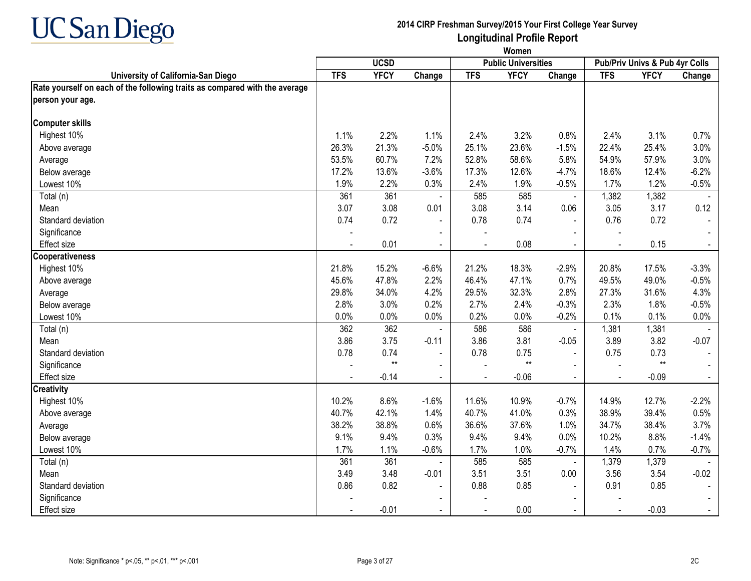# 2014 CIRP Freshman Survey/2015 Your First College Year Survey

## Longitudinal Profile Report

### Women

| University of California-San Diego | UCSD | | | Public Universities | | | Pub/Priv Univs & Pub 4yr Colls | | |
|---|---|---|---|---|---|---|---|---|---|
| | TFS | YFCY | Change | TFS | YFCY | Change | TFS | YFCY | Change |
| **Rate yourself on each of the following traits as compared with the average person your age.** | | | | | | | | | |
| **Computer skills** | | | | | | | | | |
| Highest 10% | 1.1% | 2.2% | 1.1% | 2.4% | 3.2% | 0.8% | 2.4% | 3.1% | 0.7% |
| Above average | 26.3% | 21.3% | -5.0% | 25.1% | 23.6% | -1.5% | 22.4% | 25.4% | 3.0% |
| Average | 53.5% | 60.7% | 7.2% | 52.8% | 58.6% | 5.8% | 54.9% | 57.9% | 3.0% |
| Below average | 17.2% | 13.6% | -3.6% | 17.3% | 12.6% | -4.7% | 18.6% | 12.4% | -6.2% |
| Lowest 10% | 1.9% | 2.2% | 0.3% | 2.4% | 1.9% | -0.5% | 1.7% | 1.2% | -0.5% |
| Total (n) | 361 | 361 | - | 585 | 585 | - | 1,382 | 1,382 | - |
| Mean | 3.07 | 3.08 | 0.01 | 3.08 | 3.14 | 0.06 | 3.05 | 3.17 | 0.12 |
| Standard deviation | 0.74 | 0.72 | - | 0.78 | 0.74 | - | 0.76 | 0.72 | - |
| Significance | - | | - | - | | - | - | | - |
| Effect size | - | 0.01 | - | - | 0.08 | - | - | 0.15 | - |
| **Cooperativeness** | | | | | | | | | |
| Highest 10% | 21.8% | 15.2% | -6.6% | 21.2% | 18.3% | -2.9% | 20.8% | 17.5% | -3.3% |
| Above average | 45.6% | 47.8% | 2.2% | 46.4% | 47.1% | 0.7% | 49.5% | 49.0% | -0.5% |
| Average | 29.8% | 34.0% | 4.2% | 29.5% | 32.3% | 2.8% | 27.3% | 31.6% | 4.3% |
| Below average | 2.8% | 3.0% | 0.2% | 2.7% | 2.4% | -0.3% | 2.3% | 1.8% | -0.5% |
| Lowest 10% | 0.0% | 0.0% | 0.0% | 0.2% | 0.0% | -0.2% | 0.1% | 0.1% | 0.0% |
| Total (n) | 362 | 362 | - | 586 | 586 | - | 1,381 | 1,381 | - |
| Mean | 3.86 | 3.75 | -0.11 | 3.86 | 3.81 | -0.05 | 3.89 | 3.82 | -0.07 |
| Standard deviation | 0.78 | 0.74 | - | 0.78 | 0.75 | - | 0.75 | 0.73 | - |
| Significance | - | ** | - | - | ** | - | - | ** | - |
| Effect size | - | -0.14 | - | - | -0.06 | - | - | -0.09 | - |
| **Creativity** | | | | | | | | | |
| Highest 10% | 10.2% | 8.6% | -1.6% | 11.6% | 10.9% | -0.7% | 14.9% | 12.7% | -2.2% |
| Above average | 40.7% | 42.1% | 1.4% | 40.7% | 41.0% | 0.3% | 38.9% | 39.4% | 0.5% |
| Average | 38.2% | 38.8% | 0.6% | 36.6% | 37.6% | 1.0% | 34.7% | 38.4% | 3.7% |
| Below average | 9.1% | 9.4% | 0.3% | 9.4% | 9.4% | 0.0% | 10.2% | 8.8% | -1.4% |
| Lowest 10% | 1.7% | 1.1% | -0.6% | 1.7% | 1.0% | -0.7% | 1.4% | 0.7% | -0.7% |
| Total (n) | 361 | 361 | - | 585 | 585 | - | 1,379 | 1,379 | - |
| Mean | 3.49 | 3.48 | -0.01 | 3.51 | 3.51 | 0.00 | 3.56 | 3.54 | -0.02 |
| Standard deviation | 0.86 | 0.82 | - | 0.88 | 0.85 | - | 0.91 | 0.85 | - |
| Significance | - | | - | - | | - | - | | - |
| Effect size | - | -0.01 | - | - | 0.00 | - | - | -0.03 | - |

Note: Significance * p<.05, ** p<.01, *** p<.001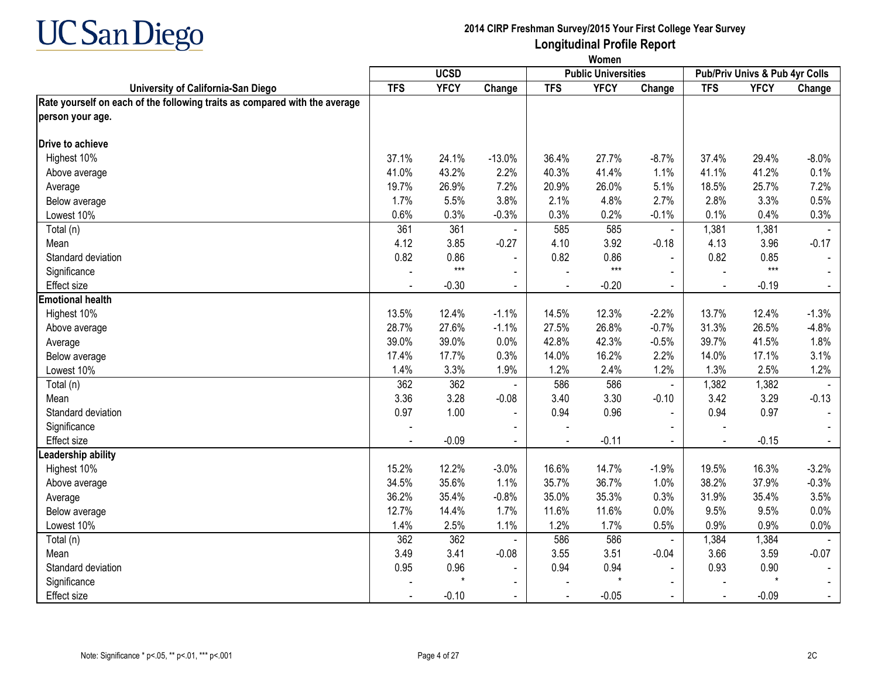# 2014 CIRP Freshman Survey/2015 Your First College Year Survey

## Longitudinal Profile Report

### Women

| University of California-San Diego | UCSD | | | Public Universities | | | Pub/Priv Univs & Pub 4yr Colls | | |
|---|---|---|---|---|---|---|---|---|---|
| | TFS | YFCY | Change | TFS | YFCY | Change | TFS | YFCY | Change |
| **Rate yourself on each of the following traits as compared with the average person your age.** | | | | | | | | | |
| **Drive to achieve** | | | | | | | | | |
| Highest 10% | 37.1% | 24.1% | -13.0% | 36.4% | 27.7% | -8.7% | 37.4% | 29.4% | -8.0% |
| Above average | 41.0% | 43.2% | 2.2% | 40.3% | 41.4% | 1.1% | 41.1% | 41.2% | 0.1% |
| Average | 19.7% | 26.9% | 7.2% | 20.9% | 26.0% | 5.1% | 18.5% | 25.7% | 7.2% |
| Below average | 1.7% | 5.5% | 3.8% | 2.1% | 4.8% | 2.7% | 2.8% | 3.3% | 0.5% |
| Lowest 10% | 0.6% | 0.3% | -0.3% | 0.3% | 0.2% | -0.1% | 0.1% | 0.4% | 0.3% |
| Total (n) | 361 | 361 | - | 585 | 585 | - | 1,381 | 1,381 | - |
| Mean | 4.12 | 3.85 | -0.27 | 4.10 | 3.92 | -0.18 | 4.13 | 3.96 | -0.17 |
| Standard deviation | 0.82 | 0.86 | - | 0.82 | 0.86 | - | 0.82 | 0.85 | - |
| Significance | - | *** | - | - | *** | - | - | *** | - |
| Effect size | - | -0.30 | - | - | -0.20 | - | - | -0.19 | - |
| **Emotional health** | | | | | | | | | |
| Highest 10% | 13.5% | 12.4% | -1.1% | 14.5% | 12.3% | -2.2% | 13.7% | 12.4% | -1.3% |
| Above average | 28.7% | 27.6% | -1.1% | 27.5% | 26.8% | -0.7% | 31.3% | 26.5% | -4.8% |
| Average | 39.0% | 39.0% | 0.0% | 42.8% | 42.3% | -0.5% | 39.7% | 41.5% | 1.8% |
| Below average | 17.4% | 17.7% | 0.3% | 14.0% | 16.2% | 2.2% | 14.0% | 17.1% | 3.1% |
| Lowest 10% | 1.4% | 3.3% | 1.9% | 1.2% | 2.4% | 1.2% | 1.3% | 2.5% | 1.2% |
| Total (n) | 362 | 362 | - | 586 | 586 | - | 1,382 | 1,382 | - |
| Mean | 3.36 | 3.28 | -0.08 | 3.40 | 3.30 | -0.10 | 3.42 | 3.29 | -0.13 |
| Standard deviation | 0.97 | 1.00 | - | 0.94 | 0.96 | - | 0.94 | 0.97 | - |
| Significance | - | | - | - | | - | - | | - |
| Effect size | - | -0.09 | - | - | -0.11 | - | - | -0.15 | - |
| **Leadership ability** | | | | | | | | | |
| Highest 10% | 15.2% | 12.2% | -3.0% | 16.6% | 14.7% | -1.9% | 19.5% | 16.3% | -3.2% |
| Above average | 34.5% | 35.6% | 1.1% | 35.7% | 36.7% | 1.0% | 38.2% | 37.9% | -0.3% |
| Average | 36.2% | 35.4% | -0.8% | 35.0% | 35.3% | 0.3% | 31.9% | 35.4% | 3.5% |
| Below average | 12.7% | 14.4% | 1.7% | 11.6% | 11.6% | 0.0% | 9.5% | 9.5% | 0.0% |
| Lowest 10% | 1.4% | 2.5% | 1.1% | 1.2% | 1.7% | 0.5% | 0.9% | 0.9% | 0.0% |
| Total (n) | 362 | 362 | - | 586 | 586 | - | 1,384 | 1,384 | - |
| Mean | 3.49 | 3.41 | -0.08 | 3.55 | 3.51 | -0.04 | 3.66 | 3.59 | -0.07 |
| Standard deviation | 0.95 | 0.96 | - | 0.94 | 0.94 | - | 0.93 | 0.90 | - |
| Significance | - | * | - | - | * | - | - | * | - |
| Effect size | - | -0.10 | - | - | -0.05 | - | - | -0.09 | - |

Note: Significance * p<.05, ** p<.01, *** p<.001

2C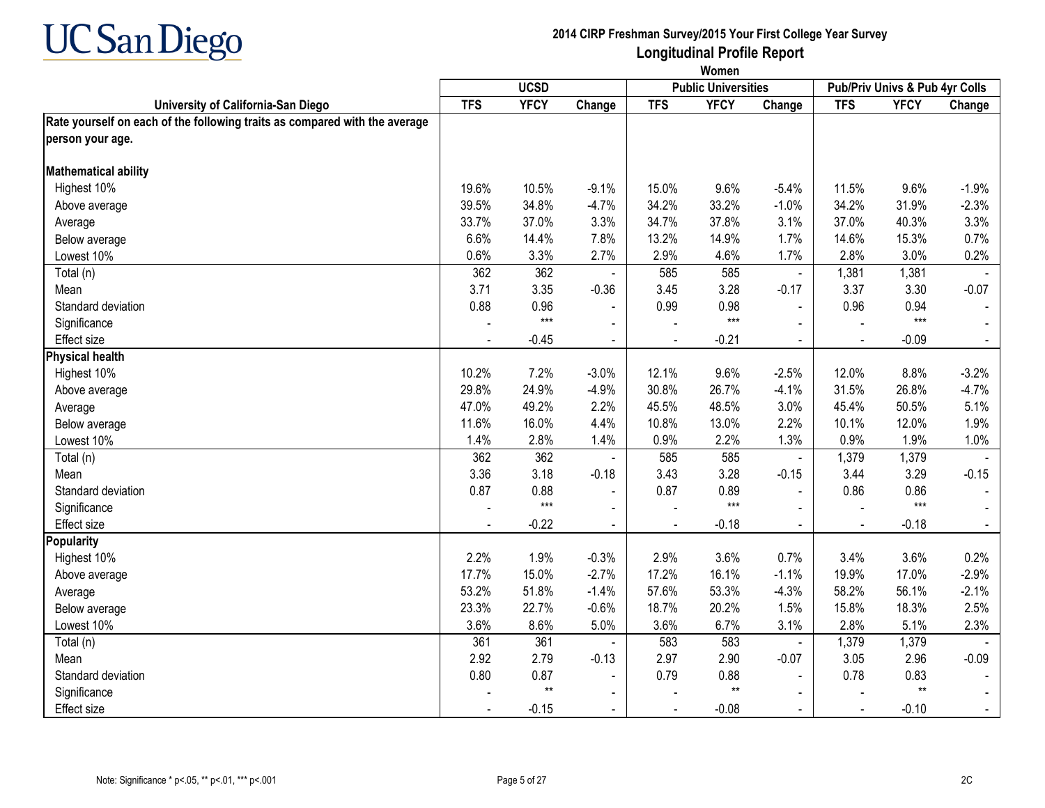UC San Diego

**2014 CIRP Freshman Survey/2015 Your First College Year Survey**

## Longitudinal Profile Report

**Women**

| University of California-San Diego | UCSD | | | Public Universities | | | Pub/Priv Univs & Pub 4yr Colls | | |
|---|---|---|---|---|---|---|---|---|---|
| | TFS | YFCY | Change | TFS | YFCY | Change | TFS | YFCY | Change |
| **Rate yourself on each of the following traits as compared with the average person your age.** | | | | | | | | | |
| **Mathematical ability** | | | | | | | | | |
| Highest 10% | 19.6% | 10.5% | -9.1% | 15.0% | 9.6% | -5.4% | 11.5% | 9.6% | -1.9% |
| Above average | 39.5% | 34.8% | -4.7% | 34.2% | 33.2% | -1.0% | 34.2% | 31.9% | -2.3% |
| Average | 33.7% | 37.0% | 3.3% | 34.7% | 37.8% | 3.1% | 37.0% | 40.3% | 3.3% |
| Below average | 6.6% | 14.4% | 7.8% | 13.2% | 14.9% | 1.7% | 14.6% | 15.3% | 0.7% |
| Lowest 10% | 0.6% | 3.3% | 2.7% | 2.9% | 4.6% | 1.7% | 2.8% | 3.0% | 0.2% |
| Total (n) | 362 | 362 | - | 585 | 585 | - | 1,381 | 1,381 | - |
| Mean | 3.71 | 3.35 | -0.36 | 3.45 | 3.28 | -0.17 | 3.37 | 3.30 | -0.07 |
| Standard deviation | 0.88 | 0.96 | - | 0.99 | 0.98 | - | 0.96 | 0.94 | - |
| Significance | - | *** | - | - | *** | - | - | *** | - |
| Effect size | - | -0.45 | - | - | -0.21 | - | - | -0.09 | - |
| **Physical health** | | | | | | | | | |
| Highest 10% | 10.2% | 7.2% | -3.0% | 12.1% | 9.6% | -2.5% | 12.0% | 8.8% | -3.2% |
| Above average | 29.8% | 24.9% | -4.9% | 30.8% | 26.7% | -4.1% | 31.5% | 26.8% | -4.7% |
| Average | 47.0% | 49.2% | 2.2% | 45.5% | 48.5% | 3.0% | 45.4% | 50.5% | 5.1% |
| Below average | 11.6% | 16.0% | 4.4% | 10.8% | 13.0% | 2.2% | 10.1% | 12.0% | 1.9% |
| Lowest 10% | 1.4% | 2.8% | 1.4% | 0.9% | 2.2% | 1.3% | 0.9% | 1.9% | 1.0% |
| Total (n) | 362 | 362 | - | 585 | 585 | - | 1,379 | 1,379 | - |
| Mean | 3.36 | 3.18 | -0.18 | 3.43 | 3.28 | -0.15 | 3.44 | 3.29 | -0.15 |
| Standard deviation | 0.87 | 0.88 | - | 0.87 | 0.89 | - | 0.86 | 0.86 | - |
| Significance | - | *** | - | - | *** | - | - | *** | - |
| Effect size | - | -0.22 | - | - | -0.18 | - | - | -0.18 | - |
| **Popularity** | | | | | | | | | |
| Highest 10% | 2.2% | 1.9% | -0.3% | 2.9% | 3.6% | 0.7% | 3.4% | 3.6% | 0.2% |
| Above average | 17.7% | 15.0% | -2.7% | 17.2% | 16.1% | -1.1% | 19.9% | 17.0% | -2.9% |
| Average | 53.2% | 51.8% | -1.4% | 57.6% | 53.3% | -4.3% | 58.2% | 56.1% | -2.1% |
| Below average | 23.3% | 22.7% | -0.6% | 18.7% | 20.2% | 1.5% | 15.8% | 18.3% | 2.5% |
| Lowest 10% | 3.6% | 8.6% | 5.0% | 3.6% | 6.7% | 3.1% | 2.8% | 5.1% | 2.3% |
| Total (n) | 361 | 361 | - | 583 | 583 | - | 1,379 | 1,379 | - |
| Mean | 2.92 | 2.79 | -0.13 | 2.97 | 2.90 | -0.07 | 3.05 | 2.96 | -0.09 |
| Standard deviation | 0.80 | 0.87 | - | 0.79 | 0.88 | - | 0.78 | 0.83 | - |
| Significance | - | ** | - | - | ** | - | - | ** | - |
| Effect size | - | -0.15 | - | - | -0.08 | - | - | -0.10 | - |

Note: Significance * p<.05, ** p<.01, *** p<.001

2C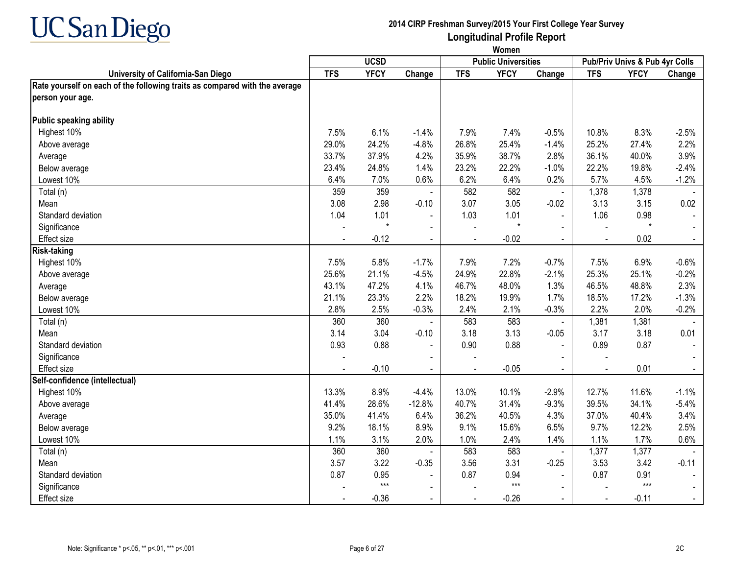# 2014 CIRP Freshman Survey/2015 Your First College Year Survey

## Longitudinal Profile Report

### Women

| University of California-San Diego | UCSD | | | Public Universities | | | Pub/Priv Univs & Pub 4yr Colls | | |
|---|---|---|---|---|---|---|---|---|---|
| | TFS | YFCY | Change | TFS | YFCY | Change | TFS | YFCY | Change |
| **Rate yourself on each of the following traits as compared with the average person your age.** | | | | | | | | | |
| **Public speaking ability** | | | | | | | | | |
| Highest 10% | 7.5% | 6.1% | -1.4% | 7.9% | 7.4% | -0.5% | 10.8% | 8.3% | -2.5% |
| Above average | 29.0% | 24.2% | -4.8% | 26.8% | 25.4% | -1.4% | 25.2% | 27.4% | 2.2% |
| Average | 33.7% | 37.9% | 4.2% | 35.9% | 38.7% | 2.8% | 36.1% | 40.0% | 3.9% |
| Below average | 23.4% | 24.8% | 1.4% | 23.2% | 22.2% | -1.0% | 22.2% | 19.8% | -2.4% |
| Lowest 10% | 6.4% | 7.0% | 0.6% | 6.2% | 6.4% | 0.2% | 5.7% | 4.5% | -1.2% |
| Total (n) | 359 | 359 | - | 582 | 582 | - | 1,378 | 1,378 | - |
| Mean | 3.08 | 2.98 | -0.10 | 3.07 | 3.05 | -0.02 | 3.13 | 3.15 | 0.02 |
| Standard deviation | 1.04 | 1.01 | - | 1.03 | 1.01 | - | 1.06 | 0.98 | - |
| Significance | - | * | - | - | * | - | - | * | - |
| Effect size | - | -0.12 | - | - | -0.02 | - | - | 0.02 | - |
| **Risk-taking** | | | | | | | | | |
| Highest 10% | 7.5% | 5.8% | -1.7% | 7.9% | 7.2% | -0.7% | 7.5% | 6.9% | -0.6% |
| Above average | 25.6% | 21.1% | -4.5% | 24.9% | 22.8% | -2.1% | 25.3% | 25.1% | -0.2% |
| Average | 43.1% | 47.2% | 4.1% | 46.7% | 48.0% | 1.3% | 46.5% | 48.8% | 2.3% |
| Below average | 21.1% | 23.3% | 2.2% | 18.2% | 19.9% | 1.7% | 18.5% | 17.2% | -1.3% |
| Lowest 10% | 2.8% | 2.5% | -0.3% | 2.4% | 2.1% | -0.3% | 2.2% | 2.0% | -0.2% |
| Total (n) | 360 | 360 | - | 583 | 583 | - | 1,381 | 1,381 | - |
| Mean | 3.14 | 3.04 | -0.10 | 3.18 | 3.13 | -0.05 | 3.17 | 3.18 | 0.01 |
| Standard deviation | 0.93 | 0.88 | - | 0.90 | 0.88 | - | 0.89 | 0.87 | - |
| Significance | - | | - | - | | - | - | | - |
| Effect size | - | -0.10 | - | - | -0.05 | - | - | 0.01 | - |
| **Self-confidence (intellectual)** | | | | | | | | | |
| Highest 10% | 13.3% | 8.9% | -4.4% | 13.0% | 10.1% | -2.9% | 12.7% | 11.6% | -1.1% |
| Above average | 41.4% | 28.6% | -12.8% | 40.7% | 31.4% | -9.3% | 39.5% | 34.1% | -5.4% |
| Average | 35.0% | 41.4% | 6.4% | 36.2% | 40.5% | 4.3% | 37.0% | 40.4% | 3.4% |
| Below average | 9.2% | 18.1% | 8.9% | 9.1% | 15.6% | 6.5% | 9.7% | 12.2% | 2.5% |
| Lowest 10% | 1.1% | 3.1% | 2.0% | 1.0% | 2.4% | 1.4% | 1.1% | 1.7% | 0.6% |
| Total (n) | 360 | 360 | - | 583 | 583 | - | 1,377 | 1,377 | - |
| Mean | 3.57 | 3.22 | -0.35 | 3.56 | 3.31 | -0.25 | 3.53 | 3.42 | -0.11 |
| Standard deviation | 0.87 | 0.95 | - | 0.87 | 0.94 | - | 0.87 | 0.91 | - |
| Significance | - | *** | - | - | *** | - | - | *** | - |
| Effect size | - | -0.36 | - | - | -0.26 | - | - | -0.11 | - |

Note: Significance * p<.05, ** p<.01, *** p<.001

2C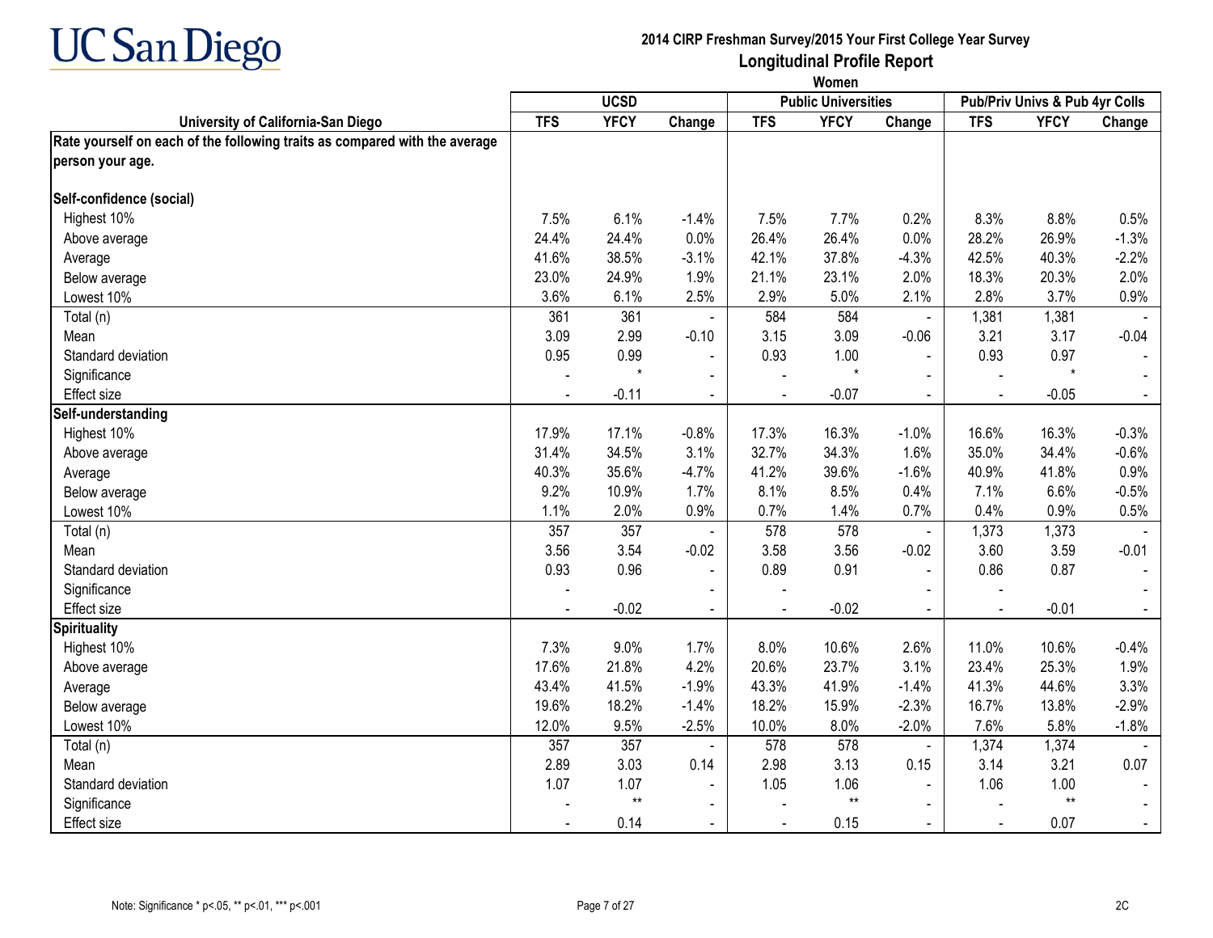# 2014 CIRP Freshman Survey/2015 Your First College Year Survey

## Longitudinal Profile Report

### Women

| University of California-San Diego | UCSD | | | Public Universities | | | Pub/Priv Univs & Pub 4yr Colls | | |
|---|---|---|---|---|---|---|---|---|---|
| | TFS | YFCY | Change | TFS | YFCY | Change | TFS | YFCY | Change |
| **Rate yourself on each of the following traits as compared with the average person your age.** | | | | | | | | | |
| **Self-confidence (social)** | | | | | | | | | |
| Highest 10% | 7.5% | 6.1% | -1.4% | 7.5% | 7.7% | 0.2% | 8.3% | 8.8% | 0.5% |
| Above average | 24.4% | 24.4% | 0.0% | 26.4% | 26.4% | 0.0% | 28.2% | 26.9% | -1.3% |
| Average | 41.6% | 38.5% | -3.1% | 42.1% | 37.8% | -4.3% | 42.5% | 40.3% | -2.2% |
| Below average | 23.0% | 24.9% | 1.9% | 21.1% | 23.1% | 2.0% | 18.3% | 20.3% | 2.0% |
| Lowest 10% | 3.6% | 6.1% | 2.5% | 2.9% | 5.0% | 2.1% | 2.8% | 3.7% | 0.9% |
| Total (n) | 361 | 361 | - | 584 | 584 | - | 1,381 | 1,381 | - |
| Mean | 3.09 | 2.99 | -0.10 | 3.15 | 3.09 | -0.06 | 3.21 | 3.17 | -0.04 |
| Standard deviation | 0.95 | 0.99 | - | 0.93 | 1.00 | - | 0.93 | 0.97 | - |
| Significance | - | * | - | - | * | - | - | * | - |
| Effect size | - | -0.11 | - | - | -0.07 | - | - | -0.05 | - |
| **Self-understanding** | | | | | | | | | |
| Highest 10% | 17.9% | 17.1% | -0.8% | 17.3% | 16.3% | -1.0% | 16.6% | 16.3% | -0.3% |
| Above average | 31.4% | 34.5% | 3.1% | 32.7% | 34.3% | 1.6% | 35.0% | 34.4% | -0.6% |
| Average | 40.3% | 35.6% | -4.7% | 41.2% | 39.6% | -1.6% | 40.9% | 41.8% | 0.9% |
| Below average | 9.2% | 10.9% | 1.7% | 8.1% | 8.5% | 0.4% | 7.1% | 6.6% | -0.5% |
| Lowest 10% | 1.1% | 2.0% | 0.9% | 0.7% | 1.4% | 0.7% | 0.4% | 0.9% | 0.5% |
| Total (n) | 357 | 357 | - | 578 | 578 | - | 1,373 | 1,373 | - |
| Mean | 3.56 | 3.54 | -0.02 | 3.58 | 3.56 | -0.02 | 3.60 | 3.59 | -0.01 |
| Standard deviation | 0.93 | 0.96 | - | 0.89 | 0.91 | - | 0.86 | 0.87 | - |
| Significance | - | | - | - | | - | - | | - |
| Effect size | - | -0.02 | - | - | -0.02 | - | - | -0.01 | - |
| **Spirituality** | | | | | | | | | |
| Highest 10% | 7.3% | 9.0% | 1.7% | 8.0% | 10.6% | 2.6% | 11.0% | 10.6% | -0.4% |
| Above average | 17.6% | 21.8% | 4.2% | 20.6% | 23.7% | 3.1% | 23.4% | 25.3% | 1.9% |
| Average | 43.4% | 41.5% | -1.9% | 43.3% | 41.9% | -1.4% | 41.3% | 44.6% | 3.3% |
| Below average | 19.6% | 18.2% | -1.4% | 18.2% | 15.9% | -2.3% | 16.7% | 13.8% | -2.9% |
| Lowest 10% | 12.0% | 9.5% | -2.5% | 10.0% | 8.0% | -2.0% | 7.6% | 5.8% | -1.8% |
| Total (n) | 357 | 357 | - | 578 | 578 | - | 1,374 | 1,374 | - |
| Mean | 2.89 | 3.03 | 0.14 | 2.98 | 3.13 | 0.15 | 3.14 | 3.21 | 0.07 |
| Standard deviation | 1.07 | 1.07 | - | 1.05 | 1.06 | - | 1.06 | 1.00 | - |
| Significance | - | ** | - | - | ** | - | - | ** | - |
| Effect size | - | 0.14 | - | - | 0.15 | - | - | 0.07 | - |

Note: Significance * p<.05, ** p<.01, *** p<.001

2C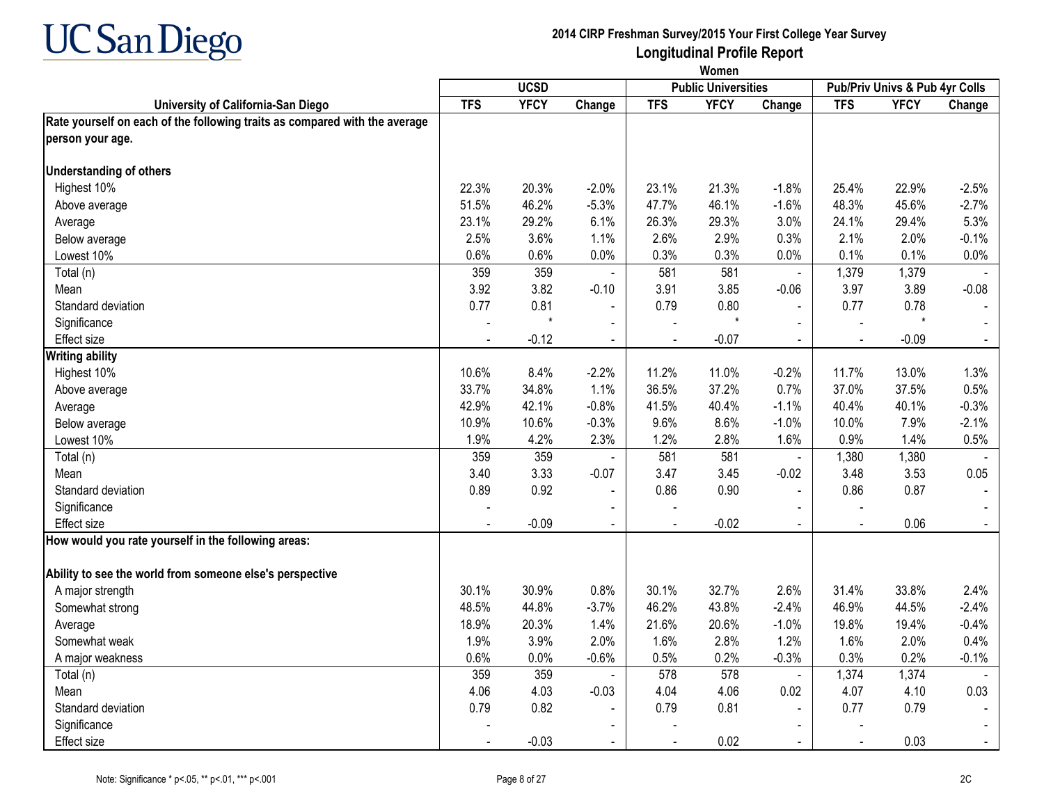# UC San Diego

## 2014 CIRP Freshman Survey/2015 Your First College Year Survey
## Longitudinal Profile Report
### Women

| University of California-San Diego | UCSD | | | Public Universities | | | Pub/Priv Univs & Pub 4yr Colls | | |
|---|---|---|---|---|---|---|---|---|---|
| | TFS | YFCY | Change | TFS | YFCY | Change | TFS | YFCY | Change |
| **Rate yourself on each of the following traits as compared with the average person your age.** | | | | | | | | | |
| **Understanding of others** | | | | | | | | | |
| Highest 10% | 22.3% | 20.3% | -2.0% | 23.1% | 21.3% | -1.8% | 25.4% | 22.9% | -2.5% |
| Above average | 51.5% | 46.2% | -5.3% | 47.7% | 46.1% | -1.6% | 48.3% | 45.6% | -2.7% |
| Average | 23.1% | 29.2% | 6.1% | 26.3% | 29.3% | 3.0% | 24.1% | 29.4% | 5.3% |
| Below average | 2.5% | 3.6% | 1.1% | 2.6% | 2.9% | 0.3% | 2.1% | 2.0% | -0.1% |
| Lowest 10% | 0.6% | 0.6% | 0.0% | 0.3% | 0.3% | 0.0% | 0.1% | 0.1% | 0.0% |
| Total (n) | 359 | 359 | - | 581 | 581 | - | 1,379 | 1,379 | - |
| Mean | 3.92 | 3.82 | -0.10 | 3.91 | 3.85 | -0.06 | 3.97 | 3.89 | -0.08 |
| Standard deviation | 0.77 | 0.81 | - | 0.79 | 0.80 | - | 0.77 | 0.78 | - |
| Significance | - | * | - | - | * | - | - | * | - |
| Effect size | - | -0.12 | - | - | -0.07 | - | - | -0.09 | - |
| **Writing ability** | | | | | | | | | |
| Highest 10% | 10.6% | 8.4% | -2.2% | 11.2% | 11.0% | -0.2% | 11.7% | 13.0% | 1.3% |
| Above average | 33.7% | 34.8% | 1.1% | 36.5% | 37.2% | 0.7% | 37.0% | 37.5% | 0.5% |
| Average | 42.9% | 42.1% | -0.8% | 41.5% | 40.4% | -1.1% | 40.4% | 40.1% | -0.3% |
| Below average | 10.9% | 10.6% | -0.3% | 9.6% | 8.6% | -1.0% | 10.0% | 7.9% | -2.1% |
| Lowest 10% | 1.9% | 4.2% | 2.3% | 1.2% | 2.8% | 1.6% | 0.9% | 1.4% | 0.5% |
| Total (n) | 359 | 359 | - | 581 | 581 | - | 1,380 | 1,380 | - |
| Mean | 3.40 | 3.33 | -0.07 | 3.47 | 3.45 | -0.02 | 3.48 | 3.53 | 0.05 |
| Standard deviation | 0.89 | 0.92 | - | 0.86 | 0.90 | - | 0.86 | 0.87 | - |
| Significance | - | | - | - | | - | - | | - |
| Effect size | - | -0.09 | - | - | -0.02 | - | - | 0.06 | - |
| **How would you rate yourself in the following areas:** | | | | | | | | | |
| **Ability to see the world from someone else's perspective** | | | | | | | | | |
| A major strength | 30.1% | 30.9% | 0.8% | 30.1% | 32.7% | 2.6% | 31.4% | 33.8% | 2.4% |
| Somewhat strong | 48.5% | 44.8% | -3.7% | 46.2% | 43.8% | -2.4% | 46.9% | 44.5% | -2.4% |
| Average | 18.9% | 20.3% | 1.4% | 21.6% | 20.6% | -1.0% | 19.8% | 19.4% | -0.4% |
| Somewhat weak | 1.9% | 3.9% | 2.0% | 1.6% | 2.8% | 1.2% | 1.6% | 2.0% | 0.4% |
| A major weakness | 0.6% | 0.0% | -0.6% | 0.5% | 0.2% | -0.3% | 0.3% | 0.2% | -0.1% |
| Total (n) | 359 | 359 | - | 578 | 578 | - | 1,374 | 1,374 | - |
| Mean | 4.06 | 4.03 | -0.03 | 4.04 | 4.06 | 0.02 | 4.07 | 4.10 | 0.03 |
| Standard deviation | 0.79 | 0.82 | - | 0.79 | 0.81 | - | 0.77 | 0.79 | - |
| Significance | - | | - | - | | - | - | | - |
| Effect size | - | -0.03 | - | - | 0.02 | - | - | 0.03 | - |

Note: Significance * p<.05, ** p<.01, *** p<.001

2C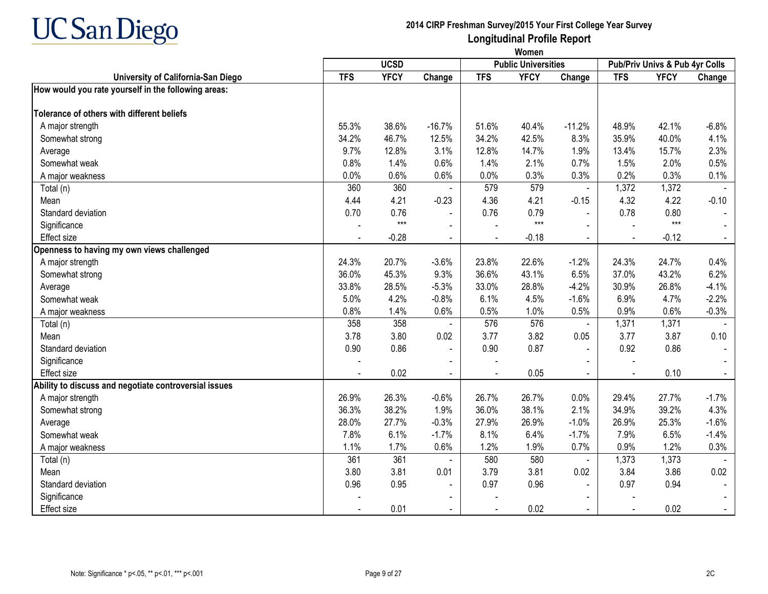# 2014 CIRP Freshman Survey/2015 Your First College Year Survey

## Longitudinal Profile Report

### Women

| University of California-San Diego | UCSD | | | Public Universities | | | Pub/Priv Univs & Pub 4yr Colls | | |
|---|---|---|---|---|---|---|---|---|---|
| | TFS | YFCY | Change | TFS | YFCY | Change | TFS | YFCY | Change |
| **How would you rate yourself in the following areas:** | | | | | | | | | |
| **Tolerance of others with different beliefs** | | | | | | | | | |
| A major strength | 55.3% | 38.6% | -16.7% | 51.6% | 40.4% | -11.2% | 48.9% | 42.1% | -6.8% |
| Somewhat strong | 34.2% | 46.7% | 12.5% | 34.2% | 42.5% | 8.3% | 35.9% | 40.0% | 4.1% |
| Average | 9.7% | 12.8% | 3.1% | 12.8% | 14.7% | 1.9% | 13.4% | 15.7% | 2.3% |
| Somewhat weak | 0.8% | 1.4% | 0.6% | 1.4% | 2.1% | 0.7% | 1.5% | 2.0% | 0.5% |
| A major weakness | 0.0% | 0.6% | 0.6% | 0.0% | 0.3% | 0.3% | 0.2% | 0.3% | 0.1% |
| Total (n) | 360 | 360 | - | 579 | 579 | - | 1,372 | 1,372 | - |
| Mean | 4.44 | 4.21 | -0.23 | 4.36 | 4.21 | -0.15 | 4.32 | 4.22 | -0.10 |
| Standard deviation | 0.70 | 0.76 | - | 0.76 | 0.79 | - | 0.78 | 0.80 | - |
| Significance | - | *** | - | - | *** | - | - | *** | - |
| Effect size | - | -0.28 | - | - | -0.18 | - | - | -0.12 | - |
| **Openness to having my own views challenged** | | | | | | | | | |
| A major strength | 24.3% | 20.7% | -3.6% | 23.8% | 22.6% | -1.2% | 24.3% | 24.7% | 0.4% |
| Somewhat strong | 36.0% | 45.3% | 9.3% | 36.6% | 43.1% | 6.5% | 37.0% | 43.2% | 6.2% |
| Average | 33.8% | 28.5% | -5.3% | 33.0% | 28.8% | -4.2% | 30.9% | 26.8% | -4.1% |
| Somewhat weak | 5.0% | 4.2% | -0.8% | 6.1% | 4.5% | -1.6% | 6.9% | 4.7% | -2.2% |
| A major weakness | 0.8% | 1.4% | 0.6% | 0.5% | 1.0% | 0.5% | 0.9% | 0.6% | -0.3% |
| Total (n) | 358 | 358 | - | 576 | 576 | - | 1,371 | 1,371 | - |
| Mean | 3.78 | 3.80 | 0.02 | 3.77 | 3.82 | 0.05 | 3.77 | 3.87 | 0.10 |
| Standard deviation | 0.90 | 0.86 | - | 0.90 | 0.87 | - | 0.92 | 0.86 | - |
| Significance | - | | - | - | | - | - | | - |
| Effect size | - | 0.02 | - | - | 0.05 | - | - | 0.10 | - |
| **Ability to discuss and negotiate controversial issues** | | | | | | | | | |
| A major strength | 26.9% | 26.3% | -0.6% | 26.7% | 26.7% | 0.0% | 29.4% | 27.7% | -1.7% |
| Somewhat strong | 36.3% | 38.2% | 1.9% | 36.0% | 38.1% | 2.1% | 34.9% | 39.2% | 4.3% |
| Average | 28.0% | 27.7% | -0.3% | 27.9% | 26.9% | -1.0% | 26.9% | 25.3% | -1.6% |
| Somewhat weak | 7.8% | 6.1% | -1.7% | 8.1% | 6.4% | -1.7% | 7.9% | 6.5% | -1.4% |
| A major weakness | 1.1% | 1.7% | 0.6% | 1.2% | 1.9% | 0.7% | 0.9% | 1.2% | 0.3% |
| Total (n) | 361 | 361 | - | 580 | 580 | - | 1,373 | 1,373 | - |
| Mean | 3.80 | 3.81 | 0.01 | 3.79 | 3.81 | 0.02 | 3.84 | 3.86 | 0.02 |
| Standard deviation | 0.96 | 0.95 | - | 0.97 | 0.96 | - | 0.97 | 0.94 | - |
| Significance | - | | - | - | | - | - | | - |
| Effect size | - | 0.01 | - | - | 0.02 | - | - | 0.02 | - |

Note: Significance * p<.05, ** p<.01, *** p<.001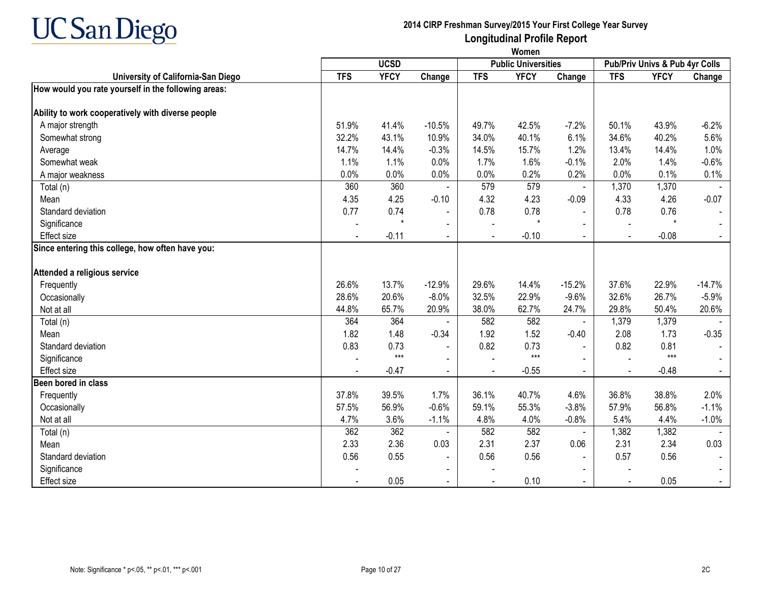# 2014 CIRP Freshman Survey/2015 Your First College Year Survey

## Longitudinal Profile Report

### Women

| University of California-San Diego | UCSD | | | Public Universities | | | Pub/Priv Univs & Pub 4yr Colls | | |
|---|---|---|---|---|---|---|---|---|---|
| | TFS | YFCY | Change | TFS | YFCY | Change | TFS | YFCY | Change |
| **How would you rate yourself in the following areas:** | | | | | | | | | |
| **Ability to work cooperatively with diverse people** | | | | | | | | | |
| A major strength | 51.9% | 41.4% | -10.5% | 49.7% | 42.5% | -7.2% | 50.1% | 43.9% | -6.2% |
| Somewhat strong | 32.2% | 43.1% | 10.9% | 34.0% | 40.1% | 6.1% | 34.6% | 40.2% | 5.6% |
| Average | 14.7% | 14.4% | -0.3% | 14.5% | 15.7% | 1.2% | 13.4% | 14.4% | 1.0% |
| Somewhat weak | 1.1% | 1.1% | 0.0% | 1.7% | 1.6% | -0.1% | 2.0% | 1.4% | -0.6% |
| A major weakness | 0.0% | 0.0% | 0.0% | 0.0% | 0.2% | 0.2% | 0.0% | 0.1% | 0.1% |
| Total (n) | 360 | 360 | - | 579 | 579 | - | 1,370 | 1,370 | - |
| Mean | 4.35 | 4.25 | -0.10 | 4.32 | 4.23 | -0.09 | 4.33 | 4.26 | -0.07 |
| Standard deviation | 0.77 | 0.74 | - | 0.78 | 0.78 | - | 0.78 | 0.76 | - |
| Significance | - | * | - | - | * | - | - | * | - |
| Effect size | - | -0.11 | - | - | -0.10 | - | - | -0.08 | - |
| **Since entering this college, how often have you:** | | | | | | | | | |
| **Attended a religious service** | | | | | | | | | |
| Frequently | 26.6% | 13.7% | -12.9% | 29.6% | 14.4% | -15.2% | 37.6% | 22.9% | -14.7% |
| Occasionally | 28.6% | 20.6% | -8.0% | 32.5% | 22.9% | -9.6% | 32.6% | 26.7% | -5.9% |
| Not at all | 44.8% | 65.7% | 20.9% | 38.0% | 62.7% | 24.7% | 29.8% | 50.4% | 20.6% |
| Total (n) | 364 | 364 | - | 582 | 582 | - | 1,379 | 1,379 | - |
| Mean | 1.82 | 1.48 | -0.34 | 1.92 | 1.52 | -0.40 | 2.08 | 1.73 | -0.35 |
| Standard deviation | 0.83 | 0.73 | - | 0.82 | 0.73 | - | 0.82 | 0.81 | - |
| Significance | - | *** | - | - | *** | - | - | *** | - |
| Effect size | - | -0.47 | - | - | -0.55 | - | - | -0.48 | - |
| **Been bored in class** | | | | | | | | | |
| Frequently | 37.8% | 39.5% | 1.7% | 36.1% | 40.7% | 4.6% | 36.8% | 38.8% | 2.0% |
| Occasionally | 57.5% | 56.9% | -0.6% | 59.1% | 55.3% | -3.8% | 57.9% | 56.8% | -1.1% |
| Not at all | 4.7% | 3.6% | -1.1% | 4.8% | 4.0% | -0.8% | 5.4% | 4.4% | -1.0% |
| Total (n) | 362 | 362 | - | 582 | 582 | - | 1,382 | 1,382 | - |
| Mean | 2.33 | 2.36 | 0.03 | 2.31 | 2.37 | 0.06 | 2.31 | 2.34 | 0.03 |
| Standard deviation | 0.56 | 0.55 | - | 0.56 | 0.56 | - | 0.57 | 0.56 | - |
| Significance | - | | - | - | | - | - | | - |
| Effect size | - | 0.05 | - | - | 0.10 | - | - | 0.05 | - |

Note: Significance * p<.05, ** p<.01, *** p<.001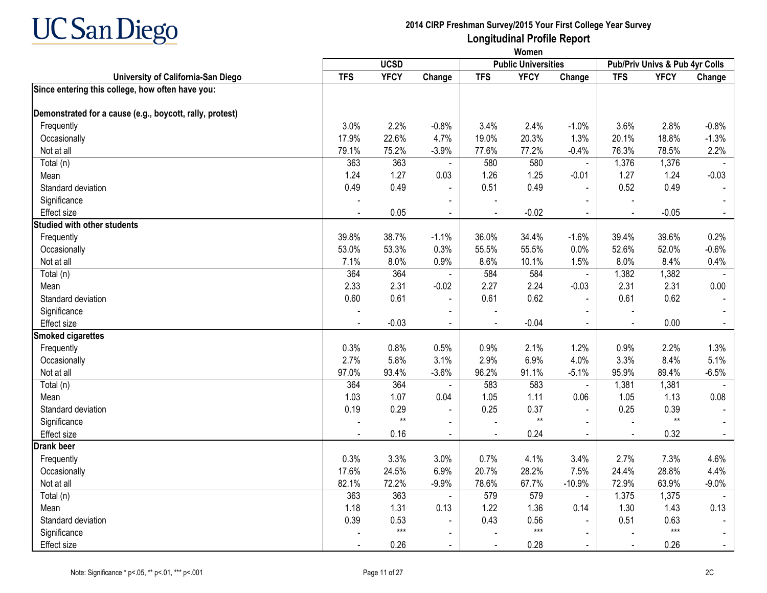# UC San Diego

## 2014 CIRP Freshman Survey/2015 Your First College Year Survey

## Longitudinal Profile Report

### Women

| University of California-San Diego | UCSD | | | Public Universities | | | Pub/Priv Univs & Pub 4yr Colls | | |
|---|---|---|---|---|---|---|---|---|---|
| | TFS | YFCY | Change | TFS | YFCY | Change | TFS | YFCY | Change |
| **Since entering this college, how often have you:** | | | | | | | | | |
| **Demonstrated for a cause (e.g., boycott, rally, protest)** | | | | | | | | | |
| Frequently | 3.0% | 2.2% | -0.8% | 3.4% | 2.4% | -1.0% | 3.6% | 2.8% | -0.8% |
| Occasionally | 17.9% | 22.6% | 4.7% | 19.0% | 20.3% | 1.3% | 20.1% | 18.8% | -1.3% |
| Not at all | 79.1% | 75.2% | -3.9% | 77.6% | 77.2% | -0.4% | 76.3% | 78.5% | 2.2% |
| Total (n) | 363 | 363 | - | 580 | 580 | - | 1,376 | 1,376 | - |
| Mean | 1.24 | 1.27 | 0.03 | 1.26 | 1.25 | -0.01 | 1.27 | 1.24 | -0.03 |
| Standard deviation | 0.49 | 0.49 | - | 0.51 | 0.49 | - | 0.52 | 0.49 | - |
| Significance | - | | - | - | | - | - | | - |
| Effect size | - | 0.05 | - | - | -0.02 | - | - | -0.05 | - |
| **Studied with other students** | | | | | | | | | |
| Frequently | 39.8% | 38.7% | -1.1% | 36.0% | 34.4% | -1.6% | 39.4% | 39.6% | 0.2% |
| Occasionally | 53.0% | 53.3% | 0.3% | 55.5% | 55.5% | 0.0% | 52.6% | 52.0% | -0.6% |
| Not at all | 7.1% | 8.0% | 0.9% | 8.6% | 10.1% | 1.5% | 8.0% | 8.4% | 0.4% |
| Total (n) | 364 | 364 | - | 584 | 584 | - | 1,382 | 1,382 | - |
| Mean | 2.33 | 2.31 | -0.02 | 2.27 | 2.24 | -0.03 | 2.31 | 2.31 | 0.00 |
| Standard deviation | 0.60 | 0.61 | - | 0.61 | 0.62 | - | 0.61 | 0.62 | - |
| Significance | - | | - | - | | - | - | | - |
| Effect size | - | -0.03 | - | - | -0.04 | - | - | 0.00 | - |
| **Smoked cigarettes** | | | | | | | | | |
| Frequently | 0.3% | 0.8% | 0.5% | 0.9% | 2.1% | 1.2% | 0.9% | 2.2% | 1.3% |
| Occasionally | 2.7% | 5.8% | 3.1% | 2.9% | 6.9% | 4.0% | 3.3% | 8.4% | 5.1% |
| Not at all | 97.0% | 93.4% | -3.6% | 96.2% | 91.1% | -5.1% | 95.9% | 89.4% | -6.5% |
| Total (n) | 364 | 364 | - | 583 | 583 | - | 1,381 | 1,381 | - |
| Mean | 1.03 | 1.07 | 0.04 | 1.05 | 1.11 | 0.06 | 1.05 | 1.13 | 0.08 |
| Standard deviation | 0.19 | 0.29 | - | 0.25 | 0.37 | - | 0.25 | 0.39 | - |
| Significance | - | ** | - | - | ** | - | - | ** | - |
| Effect size | - | 0.16 | - | - | 0.24 | - | - | 0.32 | - |
| **Drank beer** | | | | | | | | | |
| Frequently | 0.3% | 3.3% | 3.0% | 0.7% | 4.1% | 3.4% | 2.7% | 7.3% | 4.6% |
| Occasionally | 17.6% | 24.5% | 6.9% | 20.7% | 28.2% | 7.5% | 24.4% | 28.8% | 4.4% |
| Not at all | 82.1% | 72.2% | -9.9% | 78.6% | 67.7% | -10.9% | 72.9% | 63.9% | -9.0% |
| Total (n) | 363 | 363 | - | 579 | 579 | - | 1,375 | 1,375 | - |
| Mean | 1.18 | 1.31 | 0.13 | 1.22 | 1.36 | 0.14 | 1.30 | 1.43 | 0.13 |
| Standard deviation | 0.39 | 0.53 | - | 0.43 | 0.56 | - | 0.51 | 0.63 | - |
| Significance | - | *** | - | - | *** | - | - | *** | - |
| Effect size | - | 0.26 | - | - | 0.28 | - | - | 0.26 | - |

Note: Significance * p<.05, ** p<.01, *** p<.001

2C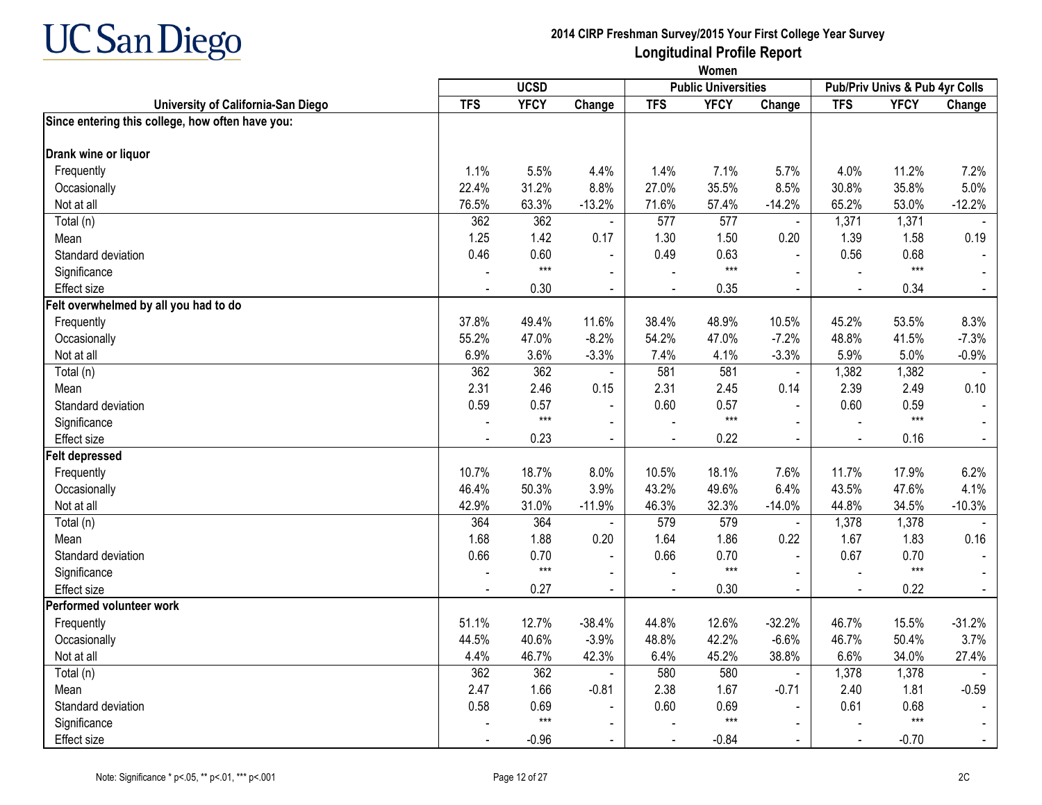UC San Diego

## 2014 CIRP Freshman Survey/2015 Your First College Year Survey
## Longitudinal Profile Report
### Women

| | UCSD | | | Public Universities | | | Pub/Priv Univs & Pub 4yr Colls | | |
|---|---|---|---|---|---|---|---|---|---|
| **University of California-San Diego** | **TFS** | **YFCY** | **Change** | **TFS** | **YFCY** | **Change** | **TFS** | **YFCY** | **Change** |
| **Since entering this college, how often have you:** | | | | | | | | | |
| **Drank wine or liquor** | | | | | | | | | |
| Frequently | 1.1% | 5.5% | 4.4% | 1.4% | 7.1% | 5.7% | 4.0% | 11.2% | 7.2% |
| Occasionally | 22.4% | 31.2% | 8.8% | 27.0% | 35.5% | 8.5% | 30.8% | 35.8% | 5.0% |
| Not at all | 76.5% | 63.3% | -13.2% | 71.6% | 57.4% | -14.2% | 65.2% | 53.0% | -12.2% |
| Total (n) | 362 | 362 | - | 577 | 577 | - | 1,371 | 1,371 | - |
| Mean | 1.25 | 1.42 | 0.17 | 1.30 | 1.50 | 0.20 | 1.39 | 1.58 | 0.19 |
| Standard deviation | 0.46 | 0.60 | - | 0.49 | 0.63 | - | 0.56 | 0.68 | - |
| Significance | - | *** | - | - | *** | - | - | *** | - |
| Effect size | - | 0.30 | - | - | 0.35 | - | - | 0.34 | - |
| **Felt overwhelmed by all you had to do** | | | | | | | | | |
| Frequently | 37.8% | 49.4% | 11.6% | 38.4% | 48.9% | 10.5% | 45.2% | 53.5% | 8.3% |
| Occasionally | 55.2% | 47.0% | -8.2% | 54.2% | 47.0% | -7.2% | 48.8% | 41.5% | -7.3% |
| Not at all | 6.9% | 3.6% | -3.3% | 7.4% | 4.1% | -3.3% | 5.9% | 5.0% | -0.9% |
| Total (n) | 362 | 362 | - | 581 | 581 | - | 1,382 | 1,382 | - |
| Mean | 2.31 | 2.46 | 0.15 | 2.31 | 2.45 | 0.14 | 2.39 | 2.49 | 0.10 |
| Standard deviation | 0.59 | 0.57 | - | 0.60 | 0.57 | - | 0.60 | 0.59 | - |
| Significance | - | *** | - | - | *** | - | - | *** | - |
| Effect size | - | 0.23 | - | - | 0.22 | - | - | 0.16 | - |
| **Felt depressed** | | | | | | | | | |
| Frequently | 10.7% | 18.7% | 8.0% | 10.5% | 18.1% | 7.6% | 11.7% | 17.9% | 6.2% |
| Occasionally | 46.4% | 50.3% | 3.9% | 43.2% | 49.6% | 6.4% | 43.5% | 47.6% | 4.1% |
| Not at all | 42.9% | 31.0% | -11.9% | 46.3% | 32.3% | -14.0% | 44.8% | 34.5% | -10.3% |
| Total (n) | 364 | 364 | - | 579 | 579 | - | 1,378 | 1,378 | - |
| Mean | 1.68 | 1.88 | 0.20 | 1.64 | 1.86 | 0.22 | 1.67 | 1.83 | 0.16 |
| Standard deviation | 0.66 | 0.70 | - | 0.66 | 0.70 | - | 0.67 | 0.70 | - |
| Significance | - | *** | - | - | *** | - | - | *** | - |
| Effect size | - | 0.27 | - | - | 0.30 | - | - | 0.22 | - |
| **Performed volunteer work** | | | | | | | | | |
| Frequently | 51.1% | 12.7% | -38.4% | 44.8% | 12.6% | -32.2% | 46.7% | 15.5% | -31.2% |
| Occasionally | 44.5% | 40.6% | -3.9% | 48.8% | 42.2% | -6.6% | 46.7% | 50.4% | 3.7% |
| Not at all | 4.4% | 46.7% | 42.3% | 6.4% | 45.2% | 38.8% | 6.6% | 34.0% | 27.4% |
| Total (n) | 362 | 362 | - | 580 | 580 | - | 1,378 | 1,378 | - |
| Mean | 2.47 | 1.66 | -0.81 | 2.38 | 1.67 | -0.71 | 2.40 | 1.81 | -0.59 |
| Standard deviation | 0.58 | 0.69 | - | 0.60 | 0.69 | - | 0.61 | 0.68 | - |
| Significance | - | *** | - | - | *** | - | - | *** | - |
| Effect size | - | -0.96 | - | - | -0.84 | - | - | -0.70 | - |

Note: Significance * p<.05, ** p<.01, *** p<.001

2C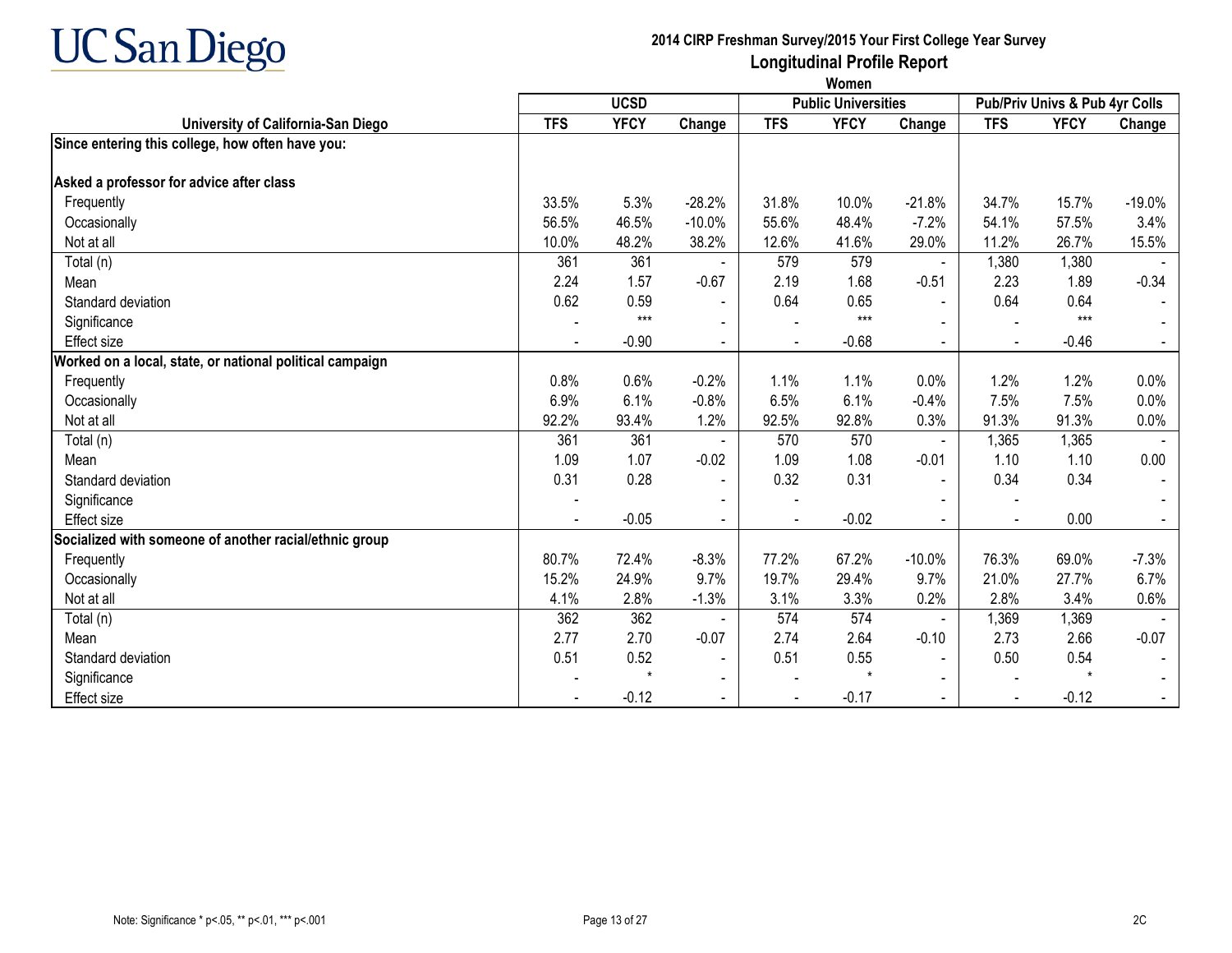UC San Diego

**2014 CIRP Freshman Survey/2015 Your First College Year Survey**

**Longitudinal Profile Report**

**Women**

| University of California-San Diego | UCSD | | | Public Universities | | | Pub/Priv Univs & Pub 4yr Colls | | |
|---|---|---|---|---|---|---|---|---|---|
| | TFS | YFCY | Change | TFS | YFCY | Change | TFS | YFCY | Change |
| **Since entering this college, how often have you:** | | | | | | | | | |
| **Asked a professor for advice after class** | | | | | | | | | |
| Frequently | 33.5% | 5.3% | -28.2% | 31.8% | 10.0% | -21.8% | 34.7% | 15.7% | -19.0% |
| Occasionally | 56.5% | 46.5% | -10.0% | 55.6% | 48.4% | -7.2% | 54.1% | 57.5% | 3.4% |
| Not at all | 10.0% | 48.2% | 38.2% | 12.6% | 41.6% | 29.0% | 11.2% | 26.7% | 15.5% |
| Total (n) | 361 | 361 | - | 579 | 579 | - | 1,380 | 1,380 | - |
| Mean | 2.24 | 1.57 | -0.67 | 2.19 | 1.68 | -0.51 | 2.23 | 1.89 | -0.34 |
| Standard deviation | 0.62 | 0.59 | - | 0.64 | 0.65 | - | 0.64 | 0.64 | - |
| Significance | - | *** | - | - | *** | - | - | *** | - |
| Effect size | - | -0.90 | - | - | -0.68 | - | - | -0.46 | - |
| **Worked on a local, state, or national political campaign** | | | | | | | | | |
| Frequently | 0.8% | 0.6% | -0.2% | 1.1% | 1.1% | 0.0% | 1.2% | 1.2% | 0.0% |
| Occasionally | 6.9% | 6.1% | -0.8% | 6.5% | 6.1% | -0.4% | 7.5% | 7.5% | 0.0% |
| Not at all | 92.2% | 93.4% | 1.2% | 92.5% | 92.8% | 0.3% | 91.3% | 91.3% | 0.0% |
| Total (n) | 361 | 361 | - | 570 | 570 | - | 1,365 | 1,365 | - |
| Mean | 1.09 | 1.07 | -0.02 | 1.09 | 1.08 | -0.01 | 1.10 | 1.10 | 0.00 |
| Standard deviation | 0.31 | 0.28 | - | 0.32 | 0.31 | - | 0.34 | 0.34 | - |
| Significance | - | | - | - | | - | - | | - |
| Effect size | - | -0.05 | - | - | -0.02 | - | - | 0.00 | - |
| **Socialized with someone of another racial/ethnic group** | | | | | | | | | |
| Frequently | 80.7% | 72.4% | -8.3% | 77.2% | 67.2% | -10.0% | 76.3% | 69.0% | -7.3% |
| Occasionally | 15.2% | 24.9% | 9.7% | 19.7% | 29.4% | 9.7% | 21.0% | 27.7% | 6.7% |
| Not at all | 4.1% | 2.8% | -1.3% | 3.1% | 3.3% | 0.2% | 2.8% | 3.4% | 0.6% |
| Total (n) | 362 | 362 | - | 574 | 574 | - | 1,369 | 1,369 | - |
| Mean | 2.77 | 2.70 | -0.07 | 2.74 | 2.64 | -0.10 | 2.73 | 2.66 | -0.07 |
| Standard deviation | 0.51 | 0.52 | - | 0.51 | 0.55 | - | 0.50 | 0.54 | - |
| Significance | - | * | - | - | * | - | - | * | - |
| Effect size | - | -0.12 | - | - | -0.17 | - | - | -0.12 | - |

Note: Significance * p<.05, ** p<.01, *** p<.001

2C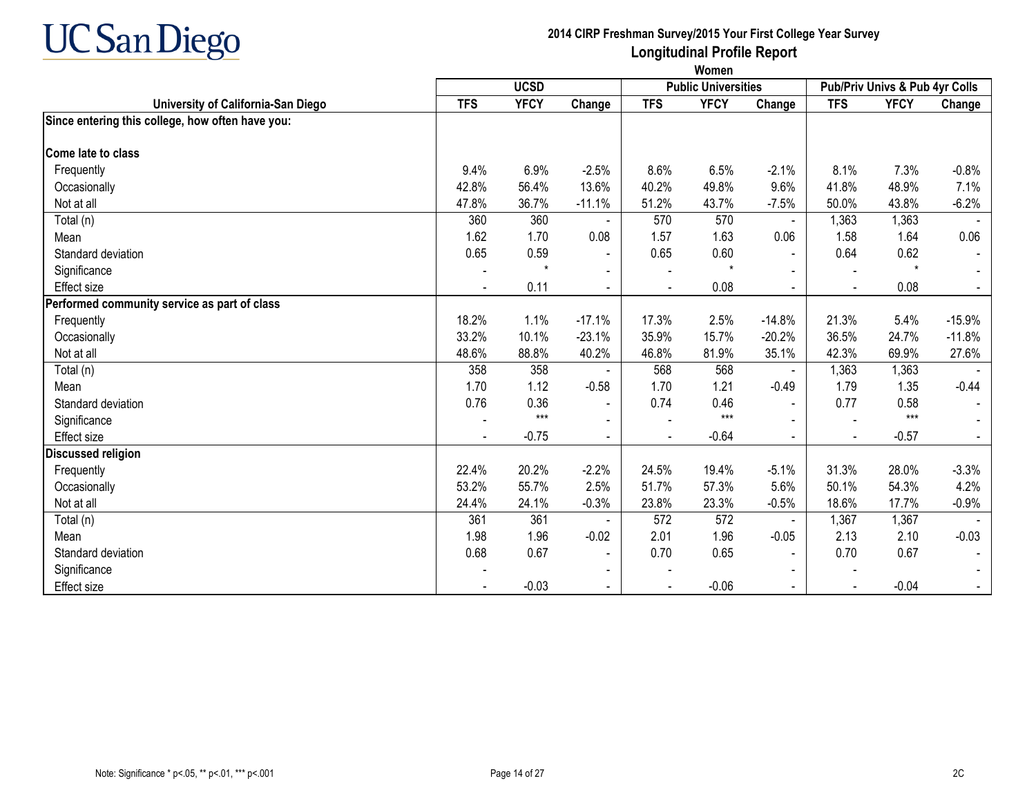**UC San Diego**

**2014 CIRP Freshman Survey/2015 Your First College Year Survey**

**Longitudinal Profile Report**

**Women**

| University of California-San Diego | UCSD | | | Public Universities | | | Pub/Priv Univs & Pub 4yr Colls | | |
|---|---|---|---|---|---|---|---|---|---|
| | TFS | YFCY | Change | TFS | YFCY | Change | TFS | YFCY | Change |
| **Since entering this college, how often have you:** | | | | | | | | | |
| **Come late to class** | | | | | | | | | |
| Frequently | 9.4% | 6.9% | -2.5% | 8.6% | 6.5% | -2.1% | 8.1% | 7.3% | -0.8% |
| Occasionally | 42.8% | 56.4% | 13.6% | 40.2% | 49.8% | 9.6% | 41.8% | 48.9% | 7.1% |
| Not at all | 47.8% | 36.7% | -11.1% | 51.2% | 43.7% | -7.5% | 50.0% | 43.8% | -6.2% |
| Total (n) | 360 | 360 | - | 570 | 570 | - | 1,363 | 1,363 | - |
| Mean | 1.62 | 1.70 | 0.08 | 1.57 | 1.63 | 0.06 | 1.58 | 1.64 | 0.06 |
| Standard deviation | 0.65 | 0.59 | - | 0.65 | 0.60 | - | 0.64 | 0.62 | - |
| Significance | - | * | - | - | * | - | - | * | - |
| Effect size | - | 0.11 | - | - | 0.08 | - | - | 0.08 | - |
| **Performed community service as part of class** | | | | | | | | | |
| Frequently | 18.2% | 1.1% | -17.1% | 17.3% | 2.5% | -14.8% | 21.3% | 5.4% | -15.9% |
| Occasionally | 33.2% | 10.1% | -23.1% | 35.9% | 15.7% | -20.2% | 36.5% | 24.7% | -11.8% |
| Not at all | 48.6% | 88.8% | 40.2% | 46.8% | 81.9% | 35.1% | 42.3% | 69.9% | 27.6% |
| Total (n) | 358 | 358 | - | 568 | 568 | - | 1,363 | 1,363 | - |
| Mean | 1.70 | 1.12 | -0.58 | 1.70 | 1.21 | -0.49 | 1.79 | 1.35 | -0.44 |
| Standard deviation | 0.76 | 0.36 | - | 0.74 | 0.46 | - | 0.77 | 0.58 | - |
| Significance | - | *** | - | - | *** | - | - | *** | - |
| Effect size | - | -0.75 | - | - | -0.64 | - | - | -0.57 | - |
| **Discussed religion** | | | | | | | | | |
| Frequently | 22.4% | 20.2% | -2.2% | 24.5% | 19.4% | -5.1% | 31.3% | 28.0% | -3.3% |
| Occasionally | 53.2% | 55.7% | 2.5% | 51.7% | 57.3% | 5.6% | 50.1% | 54.3% | 4.2% |
| Not at all | 24.4% | 24.1% | -0.3% | 23.8% | 23.3% | -0.5% | 18.6% | 17.7% | -0.9% |
| Total (n) | 361 | 361 | - | 572 | 572 | - | 1,367 | 1,367 | - |
| Mean | 1.98 | 1.96 | -0.02 | 2.01 | 1.96 | -0.05 | 2.13 | 2.10 | -0.03 |
| Standard deviation | 0.68 | 0.67 | - | 0.70 | 0.65 | - | 0.70 | 0.67 | - |
| Significance | - | | - | - | | - | - | | - |
| Effect size | - | -0.03 | - | - | -0.06 | - | - | -0.04 | - |

Note: Significance * p<.05, ** p<.01, *** p<.001

2C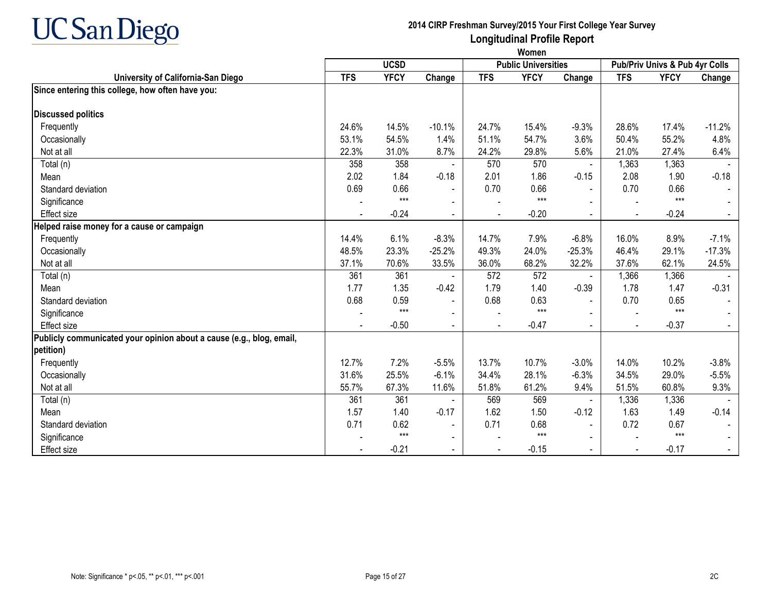UC San Diego

**2014 CIRP Freshman Survey/2015 Your First College Year Survey**
**Longitudinal Profile Report**
**Women**

| University of California-San Diego | UCSD | | | Public Universities | | | Pub/Priv Univs & Pub 4yr Colls | | |
|---|---|---|---|---|---|---|---|---|---|
| | TFS | YFCY | Change | TFS | YFCY | Change | TFS | YFCY | Change |
| **Since entering this college, how often have you:** | | | | | | | | | |
| **Discussed politics** | | | | | | | | | |
| Frequently | 24.6% | 14.5% | -10.1% | 24.7% | 15.4% | -9.3% | 28.6% | 17.4% | -11.2% |
| Occasionally | 53.1% | 54.5% | 1.4% | 51.1% | 54.7% | 3.6% | 50.4% | 55.2% | 4.8% |
| Not at all | 22.3% | 31.0% | 8.7% | 24.2% | 29.8% | 5.6% | 21.0% | 27.4% | 6.4% |
| Total (n) | 358 | 358 | - | 570 | 570 | - | 1,363 | 1,363 | - |
| Mean | 2.02 | 1.84 | -0.18 | 2.01 | 1.86 | -0.15 | 2.08 | 1.90 | -0.18 |
| Standard deviation | 0.69 | 0.66 | - | 0.70 | 0.66 | - | 0.70 | 0.66 | - |
| Significance | - | *** | - | - | *** | - | - | *** | - |
| Effect size | - | -0.24 | - | - | -0.20 | - | - | -0.24 | - |
| **Helped raise money for a cause or campaign** | | | | | | | | | |
| Frequently | 14.4% | 6.1% | -8.3% | 14.7% | 7.9% | -6.8% | 16.0% | 8.9% | -7.1% |
| Occasionally | 48.5% | 23.3% | -25.2% | 49.3% | 24.0% | -25.3% | 46.4% | 29.1% | -17.3% |
| Not at all | 37.1% | 70.6% | 33.5% | 36.0% | 68.2% | 32.2% | 37.6% | 62.1% | 24.5% |
| Total (n) | 361 | 361 | - | 572 | 572 | - | 1,366 | 1,366 | - |
| Mean | 1.77 | 1.35 | -0.42 | 1.79 | 1.40 | -0.39 | 1.78 | 1.47 | -0.31 |
| Standard deviation | 0.68 | 0.59 | - | 0.68 | 0.63 | - | 0.70 | 0.65 | - |
| Significance | - | *** | - | - | *** | - | - | *** | - |
| Effect size | - | -0.50 | - | - | -0.47 | - | - | -0.37 | - |
| **Publicly communicated your opinion about a cause (e.g., blog, email, petition)** | | | | | | | | | |
| Frequently | 12.7% | 7.2% | -5.5% | 13.7% | 10.7% | -3.0% | 14.0% | 10.2% | -3.8% |
| Occasionally | 31.6% | 25.5% | -6.1% | 34.4% | 28.1% | -6.3% | 34.5% | 29.0% | -5.5% |
| Not at all | 55.7% | 67.3% | 11.6% | 51.8% | 61.2% | 9.4% | 51.5% | 60.8% | 9.3% |
| Total (n) | 361 | 361 | - | 569 | 569 | - | 1,336 | 1,336 | - |
| Mean | 1.57 | 1.40 | -0.17 | 1.62 | 1.50 | -0.12 | 1.63 | 1.49 | -0.14 |
| Standard deviation | 0.71 | 0.62 | - | 0.71 | 0.68 | - | 0.72 | 0.67 | - |
| Significance | - | *** | - | - | *** | - | - | *** | - |
| Effect size | - | -0.21 | - | - | -0.15 | - | - | -0.17 | - |

Note: Significance * p<.05, ** p<.01, *** p<.001

2C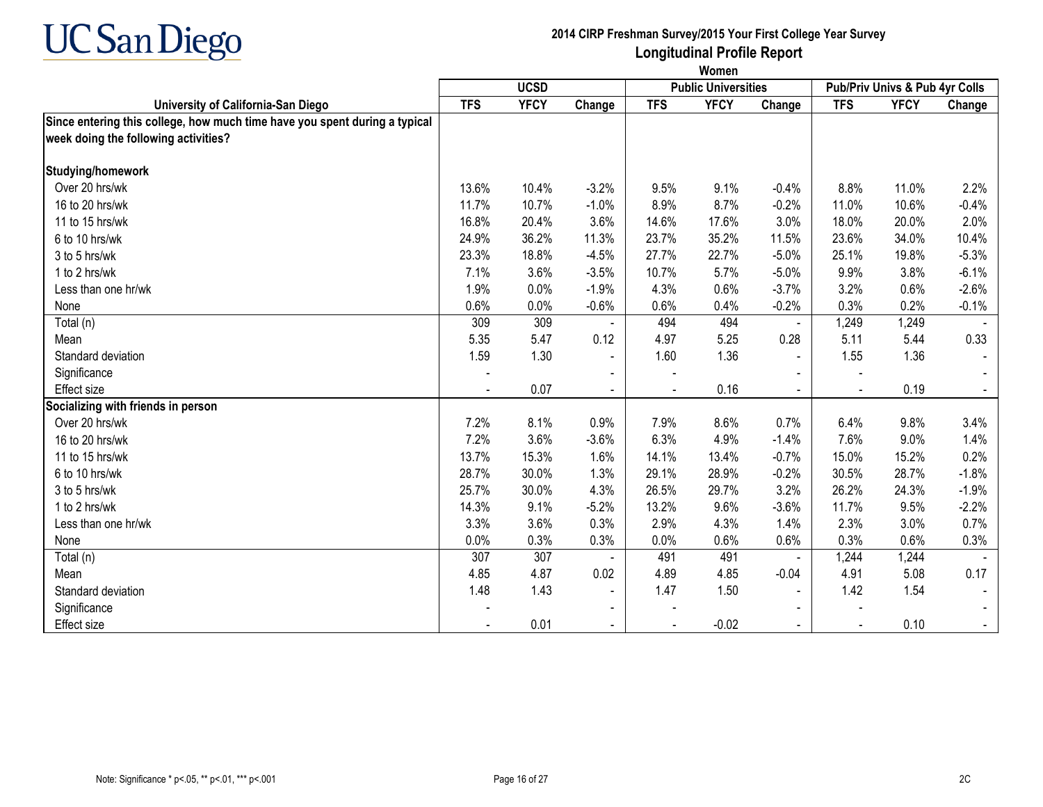# UC San Diego

**2014 CIRP Freshman Survey/2015 Your First College Year Survey**

**Longitudinal Profile Report**

**Women**

| University of California-San Diego | UCSD | | | Public Universities | | | Pub/Priv Univs & Pub 4yr Colls | | |
|---|---|---|---|---|---|---|---|---|---|
| | TFS | YFCY | Change | TFS | YFCY | Change | TFS | YFCY | Change |
| **Since entering this college, how much time have you spent during a typical week doing the following activities?** | | | | | | | | | |
| **Studying/homework** | | | | | | | | | |
| Over 20 hrs/wk | 13.6% | 10.4% | -3.2% | 9.5% | 9.1% | -0.4% | 8.8% | 11.0% | 2.2% |
| 16 to 20 hrs/wk | 11.7% | 10.7% | -1.0% | 8.9% | 8.7% | -0.2% | 11.0% | 10.6% | -0.4% |
| 11 to 15 hrs/wk | 16.8% | 20.4% | 3.6% | 14.6% | 17.6% | 3.0% | 18.0% | 20.0% | 2.0% |
| 6 to 10 hrs/wk | 24.9% | 36.2% | 11.3% | 23.7% | 35.2% | 11.5% | 23.6% | 34.0% | 10.4% |
| 3 to 5 hrs/wk | 23.3% | 18.8% | -4.5% | 27.7% | 22.7% | -5.0% | 25.1% | 19.8% | -5.3% |
| 1 to 2 hrs/wk | 7.1% | 3.6% | -3.5% | 10.7% | 5.7% | -5.0% | 9.9% | 3.8% | -6.1% |
| Less than one hr/wk | 1.9% | 0.0% | -1.9% | 4.3% | 0.6% | -3.7% | 3.2% | 0.6% | -2.6% |
| None | 0.6% | 0.0% | -0.6% | 0.6% | 0.4% | -0.2% | 0.3% | 0.2% | -0.1% |
| Total (n) | 309 | 309 | - | 494 | 494 | - | 1,249 | 1,249 | - |
| Mean | 5.35 | 5.47 | 0.12 | 4.97 | 5.25 | 0.28 | 5.11 | 5.44 | 0.33 |
| Standard deviation | 1.59 | 1.30 | - | 1.60 | 1.36 | - | 1.55 | 1.36 | - |
| Significance | - | | - | - | | - | - | | - |
| Effect size | - | 0.07 | - | - | 0.16 | - | - | 0.19 | - |
| **Socializing with friends in person** | | | | | | | | | |
| Over 20 hrs/wk | 7.2% | 8.1% | 0.9% | 7.9% | 8.6% | 0.7% | 6.4% | 9.8% | 3.4% |
| 16 to 20 hrs/wk | 7.2% | 3.6% | -3.6% | 6.3% | 4.9% | -1.4% | 7.6% | 9.0% | 1.4% |
| 11 to 15 hrs/wk | 13.7% | 15.3% | 1.6% | 14.1% | 13.4% | -0.7% | 15.0% | 15.2% | 0.2% |
| 6 to 10 hrs/wk | 28.7% | 30.0% | 1.3% | 29.1% | 28.9% | -0.2% | 30.5% | 28.7% | -1.8% |
| 3 to 5 hrs/wk | 25.7% | 30.0% | 4.3% | 26.5% | 29.7% | 3.2% | 26.2% | 24.3% | -1.9% |
| 1 to 2 hrs/wk | 14.3% | 9.1% | -5.2% | 13.2% | 9.6% | -3.6% | 11.7% | 9.5% | -2.2% |
| Less than one hr/wk | 3.3% | 3.6% | 0.3% | 2.9% | 4.3% | 1.4% | 2.3% | 3.0% | 0.7% |
| None | 0.0% | 0.3% | 0.3% | 0.0% | 0.6% | 0.6% | 0.3% | 0.6% | 0.3% |
| Total (n) | 307 | 307 | - | 491 | 491 | - | 1,244 | 1,244 | - |
| Mean | 4.85 | 4.87 | 0.02 | 4.89 | 4.85 | -0.04 | 4.91 | 5.08 | 0.17 |
| Standard deviation | 1.48 | 1.43 | - | 1.47 | 1.50 | - | 1.42 | 1.54 | - |
| Significance | - | | - | - | | - | - | | - |
| Effect size | - | 0.01 | - | - | -0.02 | - | - | 0.10 | - |

Note: Significance * p<.05, ** p<.01, *** p<.001

2C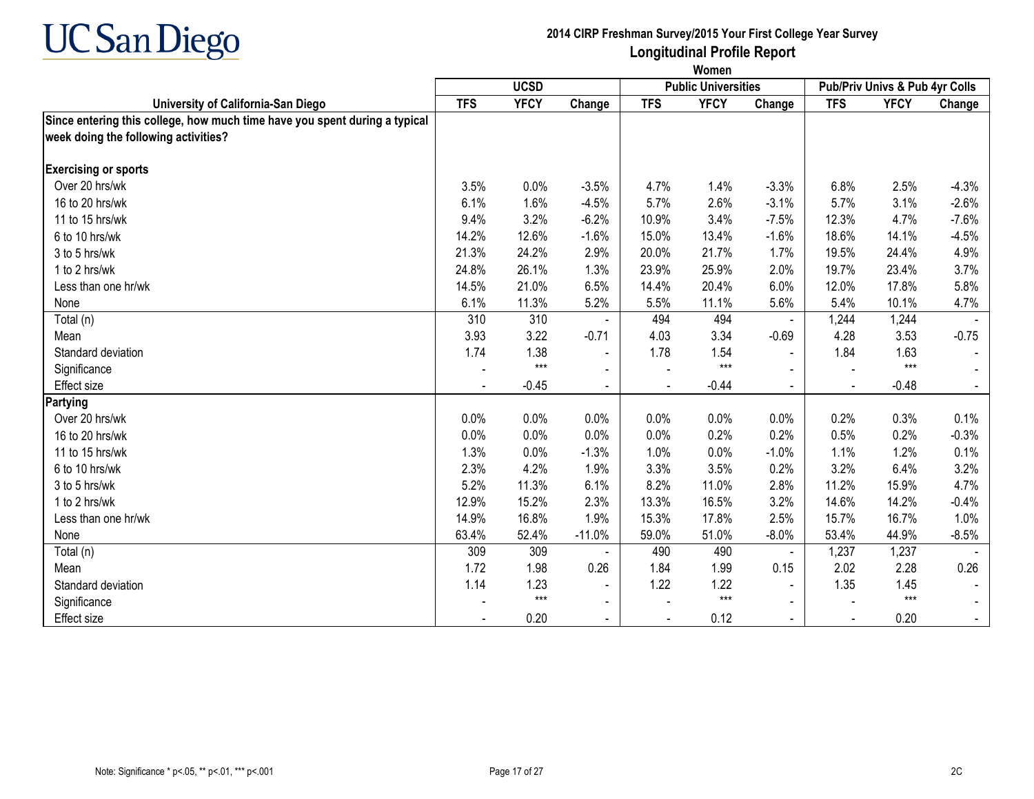# 2014 CIRP Freshman Survey/2015 Your First College Year Survey

## Longitudinal Profile Report

### Women

| University of California-San Diego | UCSD | | | Public Universities | | | Pub/Priv Univs & Pub 4yr Colls | | |
|---|---|---|---|---|---|---|---|---|---|
| | TFS | YFCY | Change | TFS | YFCY | Change | TFS | YFCY | Change |
| **Since entering this college, how much time have you spent during a typical week doing the following activities?** | | | | | | | | | |
| **Exercising or sports** | | | | | | | | | |
| Over 20 hrs/wk | 3.5% | 0.0% | -3.5% | 4.7% | 1.4% | -3.3% | 6.8% | 2.5% | -4.3% |
| 16 to 20 hrs/wk | 6.1% | 1.6% | -4.5% | 5.7% | 2.6% | -3.1% | 5.7% | 3.1% | -2.6% |
| 11 to 15 hrs/wk | 9.4% | 3.2% | -6.2% | 10.9% | 3.4% | -7.5% | 12.3% | 4.7% | -7.6% |
| 6 to 10 hrs/wk | 14.2% | 12.6% | -1.6% | 15.0% | 13.4% | -1.6% | 18.6% | 14.1% | -4.5% |
| 3 to 5 hrs/wk | 21.3% | 24.2% | 2.9% | 20.0% | 21.7% | 1.7% | 19.5% | 24.4% | 4.9% |
| 1 to 2 hrs/wk | 24.8% | 26.1% | 1.3% | 23.9% | 25.9% | 2.0% | 19.7% | 23.4% | 3.7% |
| Less than one hr/wk | 14.5% | 21.0% | 6.5% | 14.4% | 20.4% | 6.0% | 12.0% | 17.8% | 5.8% |
| None | 6.1% | 11.3% | 5.2% | 5.5% | 11.1% | 5.6% | 5.4% | 10.1% | 4.7% |
| Total (n) | 310 | 310 | - | 494 | 494 | - | 1,244 | 1,244 | - |
| Mean | 3.93 | 3.22 | -0.71 | 4.03 | 3.34 | -0.69 | 4.28 | 3.53 | -0.75 |
| Standard deviation | 1.74 | 1.38 | - | 1.78 | 1.54 | - | 1.84 | 1.63 | - |
| Significance | - | *** | - | - | *** | - | - | *** | - |
| Effect size | - | -0.45 | - | - | -0.44 | - | - | -0.48 | - |
| **Partying** | | | | | | | | | |
| Over 20 hrs/wk | 0.0% | 0.0% | 0.0% | 0.0% | 0.0% | 0.0% | 0.2% | 0.3% | 0.1% |
| 16 to 20 hrs/wk | 0.0% | 0.0% | 0.0% | 0.0% | 0.2% | 0.2% | 0.5% | 0.2% | -0.3% |
| 11 to 15 hrs/wk | 1.3% | 0.0% | -1.3% | 1.0% | 0.0% | -1.0% | 1.1% | 1.2% | 0.1% |
| 6 to 10 hrs/wk | 2.3% | 4.2% | 1.9% | 3.3% | 3.5% | 0.2% | 3.2% | 6.4% | 3.2% |
| 3 to 5 hrs/wk | 5.2% | 11.3% | 6.1% | 8.2% | 11.0% | 2.8% | 11.2% | 15.9% | 4.7% |
| 1 to 2 hrs/wk | 12.9% | 15.2% | 2.3% | 13.3% | 16.5% | 3.2% | 14.6% | 14.2% | -0.4% |
| Less than one hr/wk | 14.9% | 16.8% | 1.9% | 15.3% | 17.8% | 2.5% | 15.7% | 16.7% | 1.0% |
| None | 63.4% | 52.4% | -11.0% | 59.0% | 51.0% | -8.0% | 53.4% | 44.9% | -8.5% |
| Total (n) | 309 | 309 | - | 490 | 490 | - | 1,237 | 1,237 | - |
| Mean | 1.72 | 1.98 | 0.26 | 1.84 | 1.99 | 0.15 | 2.02 | 2.28 | 0.26 |
| Standard deviation | 1.14 | 1.23 | - | 1.22 | 1.22 | - | 1.35 | 1.45 | - |
| Significance | - | *** | - | - | *** | - | - | *** | - |
| Effect size | - | 0.20 | - | - | 0.12 | - | - | 0.20 | - |

Note: Significance * p<.05, ** p<.01, *** p<.001

2C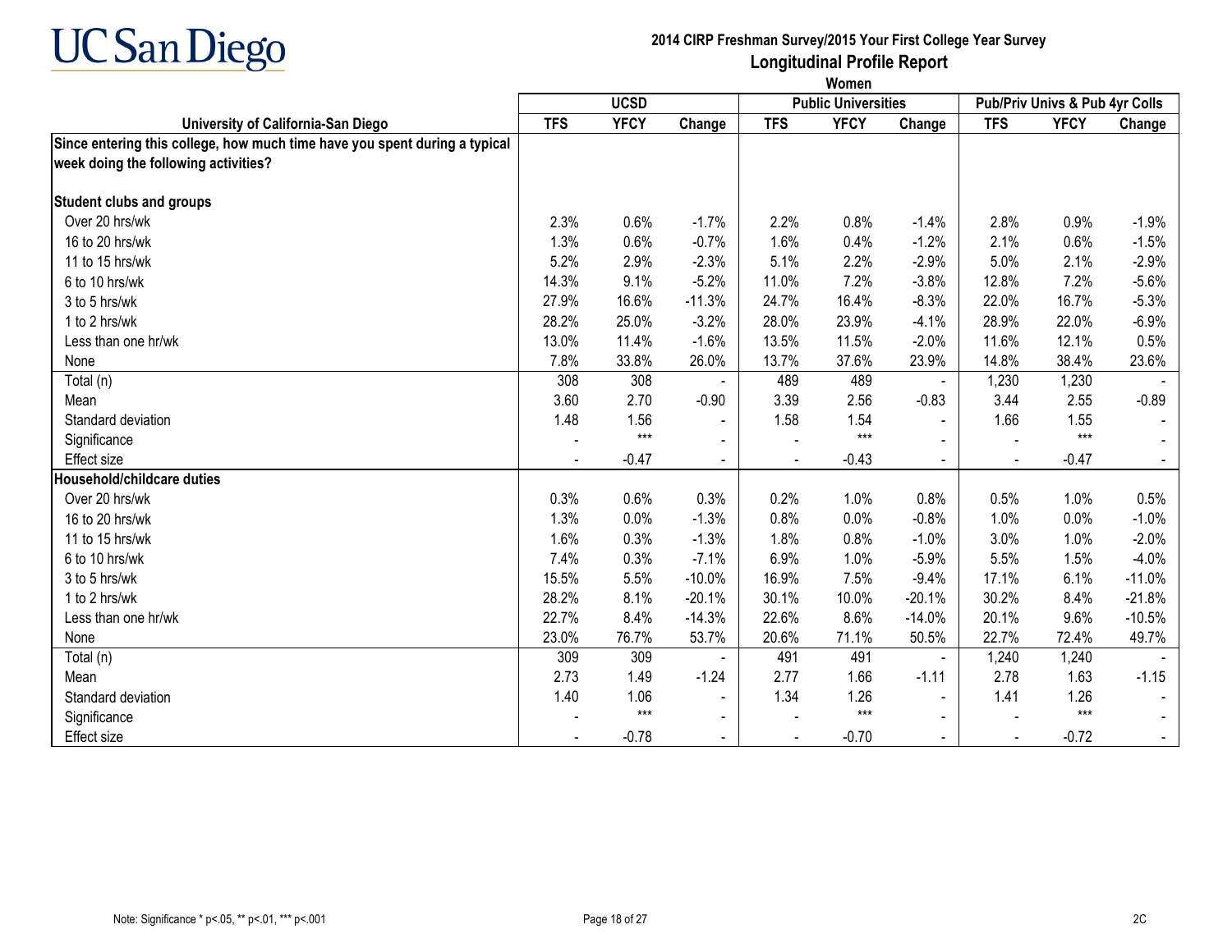# UC San Diego

## 2014 CIRP Freshman Survey/2015 Your First College Year Survey
## Longitudinal Profile Report
### Women

| University of California-San Diego | UCSD | | | Public Universities | | | Pub/Priv Univs & Pub 4yr Colls | | |
|---|---|---|---|---|---|---|---|---|---|
| | TFS | YFCY | Change | TFS | YFCY | Change | TFS | YFCY | Change |
| **Since entering this college, how much time have you spent during a typical week doing the following activities?** | | | | | | | | | |
| **Student clubs and groups** | | | | | | | | | |
| Over 20 hrs/wk | 2.3% | 0.6% | -1.7% | 2.2% | 0.8% | -1.4% | 2.8% | 0.9% | -1.9% |
| 16 to 20 hrs/wk | 1.3% | 0.6% | -0.7% | 1.6% | 0.4% | -1.2% | 2.1% | 0.6% | -1.5% |
| 11 to 15 hrs/wk | 5.2% | 2.9% | -2.3% | 5.1% | 2.2% | -2.9% | 5.0% | 2.1% | -2.9% |
| 6 to 10 hrs/wk | 14.3% | 9.1% | -5.2% | 11.0% | 7.2% | -3.8% | 12.8% | 7.2% | -5.6% |
| 3 to 5 hrs/wk | 27.9% | 16.6% | -11.3% | 24.7% | 16.4% | -8.3% | 22.0% | 16.7% | -5.3% |
| 1 to 2 hrs/wk | 28.2% | 25.0% | -3.2% | 28.0% | 23.9% | -4.1% | 28.9% | 22.0% | -6.9% |
| Less than one hr/wk | 13.0% | 11.4% | -1.6% | 13.5% | 11.5% | -2.0% | 11.6% | 12.1% | 0.5% |
| None | 7.8% | 33.8% | 26.0% | 13.7% | 37.6% | 23.9% | 14.8% | 38.4% | 23.6% |
| Total (n) | 308 | 308 | - | 489 | 489 | - | 1,230 | 1,230 | - |
| Mean | 3.60 | 2.70 | -0.90 | 3.39 | 2.56 | -0.83 | 3.44 | 2.55 | -0.89 |
| Standard deviation | 1.48 | 1.56 | - | 1.58 | 1.54 | - | 1.66 | 1.55 | - |
| Significance | - | *** | - | - | *** | - | - | *** | - |
| Effect size | - | -0.47 | - | - | -0.43 | - | - | -0.47 | - |
| **Household/childcare duties** | | | | | | | | | |
| Over 20 hrs/wk | 0.3% | 0.6% | 0.3% | 0.2% | 1.0% | 0.8% | 0.5% | 1.0% | 0.5% |
| 16 to 20 hrs/wk | 1.3% | 0.0% | -1.3% | 0.8% | 0.0% | -0.8% | 1.0% | 0.0% | -1.0% |
| 11 to 15 hrs/wk | 1.6% | 0.3% | -1.3% | 1.8% | 0.8% | -1.0% | 3.0% | 1.0% | -2.0% |
| 6 to 10 hrs/wk | 7.4% | 0.3% | -7.1% | 6.9% | 1.0% | -5.9% | 5.5% | 1.5% | -4.0% |
| 3 to 5 hrs/wk | 15.5% | 5.5% | -10.0% | 16.9% | 7.5% | -9.4% | 17.1% | 6.1% | -11.0% |
| 1 to 2 hrs/wk | 28.2% | 8.1% | -20.1% | 30.1% | 10.0% | -20.1% | 30.2% | 8.4% | -21.8% |
| Less than one hr/wk | 22.7% | 8.4% | -14.3% | 22.6% | 8.6% | -14.0% | 20.1% | 9.6% | -10.5% |
| None | 23.0% | 76.7% | 53.7% | 20.6% | 71.1% | 50.5% | 22.7% | 72.4% | 49.7% |
| Total (n) | 309 | 309 | - | 491 | 491 | - | 1,240 | 1,240 | - |
| Mean | 2.73 | 1.49 | -1.24 | 2.77 | 1.66 | -1.11 | 2.78 | 1.63 | -1.15 |
| Standard deviation | 1.40 | 1.06 | - | 1.34 | 1.26 | - | 1.41 | 1.26 | - |
| Significance | - | *** | - | - | *** | - | - | *** | - |
| Effect size | - | -0.78 | - | - | -0.70 | - | - | -0.72 | - |

Note: Significance * p<.05, ** p<.01, *** p<.001

2C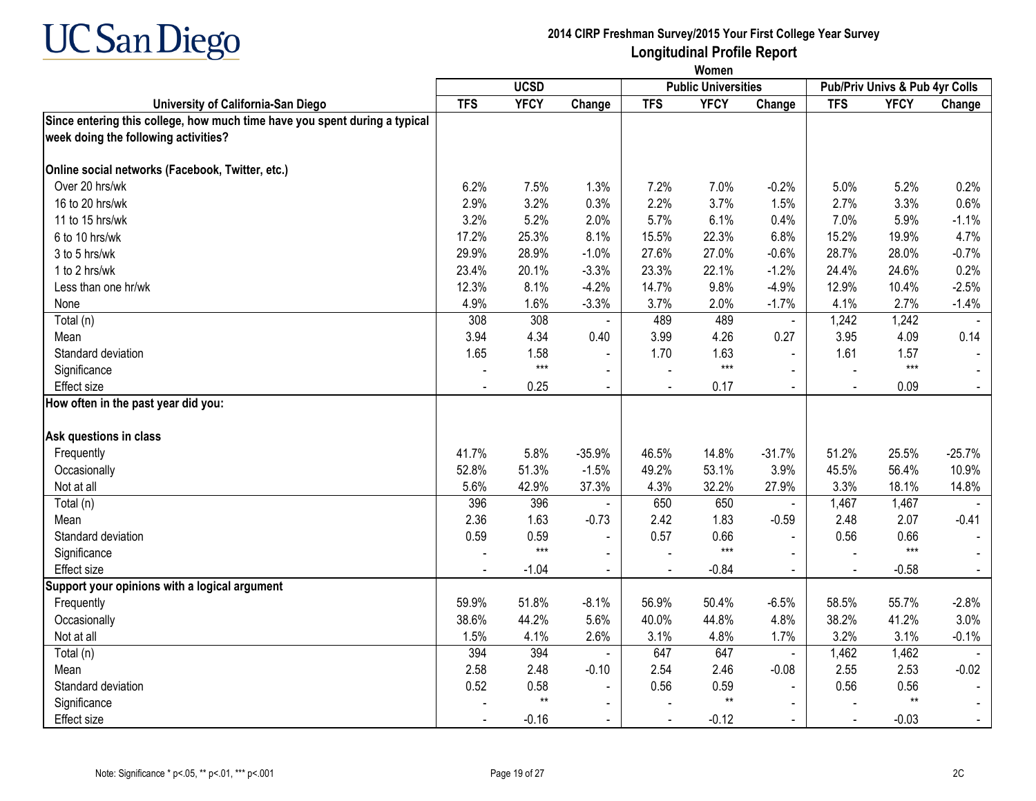# UC San Diego

**2014 CIRP Freshman Survey/2015 Your First College Year Survey**

**Longitudinal Profile Report**

**Women**

| | UCSD | | | Public Universities | | | Pub/Priv Univs & Pub 4yr Colls | | |
|---|---|---|---|---|---|---|---|---|---|
| **University of California-San Diego** | **TFS** | **YFCY** | **Change** | **TFS** | **YFCY** | **Change** | **TFS** | **YFCY** | **Change** |
| **Since entering this college, how much time have you spent during a typical week doing the following activities?** | | | | | | | | | |
| **Online social networks (Facebook, Twitter, etc.)** | | | | | | | | | |
| Over 20 hrs/wk | 6.2% | 7.5% | 1.3% | 7.2% | 7.0% | -0.2% | 5.0% | 5.2% | 0.2% |
| 16 to 20 hrs/wk | 2.9% | 3.2% | 0.3% | 2.2% | 3.7% | 1.5% | 2.7% | 3.3% | 0.6% |
| 11 to 15 hrs/wk | 3.2% | 5.2% | 2.0% | 5.7% | 6.1% | 0.4% | 7.0% | 5.9% | -1.1% |
| 6 to 10 hrs/wk | 17.2% | 25.3% | 8.1% | 15.5% | 22.3% | 6.8% | 15.2% | 19.9% | 4.7% |
| 3 to 5 hrs/wk | 29.9% | 28.9% | -1.0% | 27.6% | 27.0% | -0.6% | 28.7% | 28.0% | -0.7% |
| 1 to 2 hrs/wk | 23.4% | 20.1% | -3.3% | 23.3% | 22.1% | -1.2% | 24.4% | 24.6% | 0.2% |
| Less than one hr/wk | 12.3% | 8.1% | -4.2% | 14.7% | 9.8% | -4.9% | 12.9% | 10.4% | -2.5% |
| None | 4.9% | 1.6% | -3.3% | 3.7% | 2.0% | -1.7% | 4.1% | 2.7% | -1.4% |
| Total (n) | 308 | 308 | - | 489 | 489 | - | 1,242 | 1,242 | - |
| Mean | 3.94 | 4.34 | 0.40 | 3.99 | 4.26 | 0.27 | 3.95 | 4.09 | 0.14 |
| Standard deviation | 1.65 | 1.58 | - | 1.70 | 1.63 | - | 1.61 | 1.57 | - |
| Significance | - | *** | - | - | *** | - | - | *** | - |
| Effect size | - | 0.25 | - | - | 0.17 | - | - | 0.09 | - |
| **How often in the past year did you:** | | | | | | | | | |
| **Ask questions in class** | | | | | | | | | |
| Frequently | 41.7% | 5.8% | -35.9% | 46.5% | 14.8% | -31.7% | 51.2% | 25.5% | -25.7% |
| Occasionally | 52.8% | 51.3% | -1.5% | 49.2% | 53.1% | 3.9% | 45.5% | 56.4% | 10.9% |
| Not at all | 5.6% | 42.9% | 37.3% | 4.3% | 32.2% | 27.9% | 3.3% | 18.1% | 14.8% |
| Total (n) | 396 | 396 | - | 650 | 650 | - | 1,467 | 1,467 | - |
| Mean | 2.36 | 1.63 | -0.73 | 2.42 | 1.83 | -0.59 | 2.48 | 2.07 | -0.41 |
| Standard deviation | 0.59 | 0.59 | - | 0.57 | 0.66 | - | 0.56 | 0.66 | - |
| Significance | - | *** | - | - | *** | - | - | *** | - |
| Effect size | - | -1.04 | - | - | -0.84 | - | - | -0.58 | - |
| **Support your opinions with a logical argument** | | | | | | | | | |
| Frequently | 59.9% | 51.8% | -8.1% | 56.9% | 50.4% | -6.5% | 58.5% | 55.7% | -2.8% |
| Occasionally | 38.6% | 44.2% | 5.6% | 40.0% | 44.8% | 4.8% | 38.2% | 41.2% | 3.0% |
| Not at all | 1.5% | 4.1% | 2.6% | 3.1% | 4.8% | 1.7% | 3.2% | 3.1% | -0.1% |
| Total (n) | 394 | 394 | - | 647 | 647 | - | 1,462 | 1,462 | - |
| Mean | 2.58 | 2.48 | -0.10 | 2.54 | 2.46 | -0.08 | 2.55 | 2.53 | -0.02 |
| Standard deviation | 0.52 | 0.58 | - | 0.56 | 0.59 | - | 0.56 | 0.56 | - |
| Significance | - | ** | - | - | ** | - | - | ** | - |
| Effect size | - | -0.16 | - | - | -0.12 | - | - | -0.03 | - |

Note: Significance * p<.05, ** p<.01, *** p<.001

2C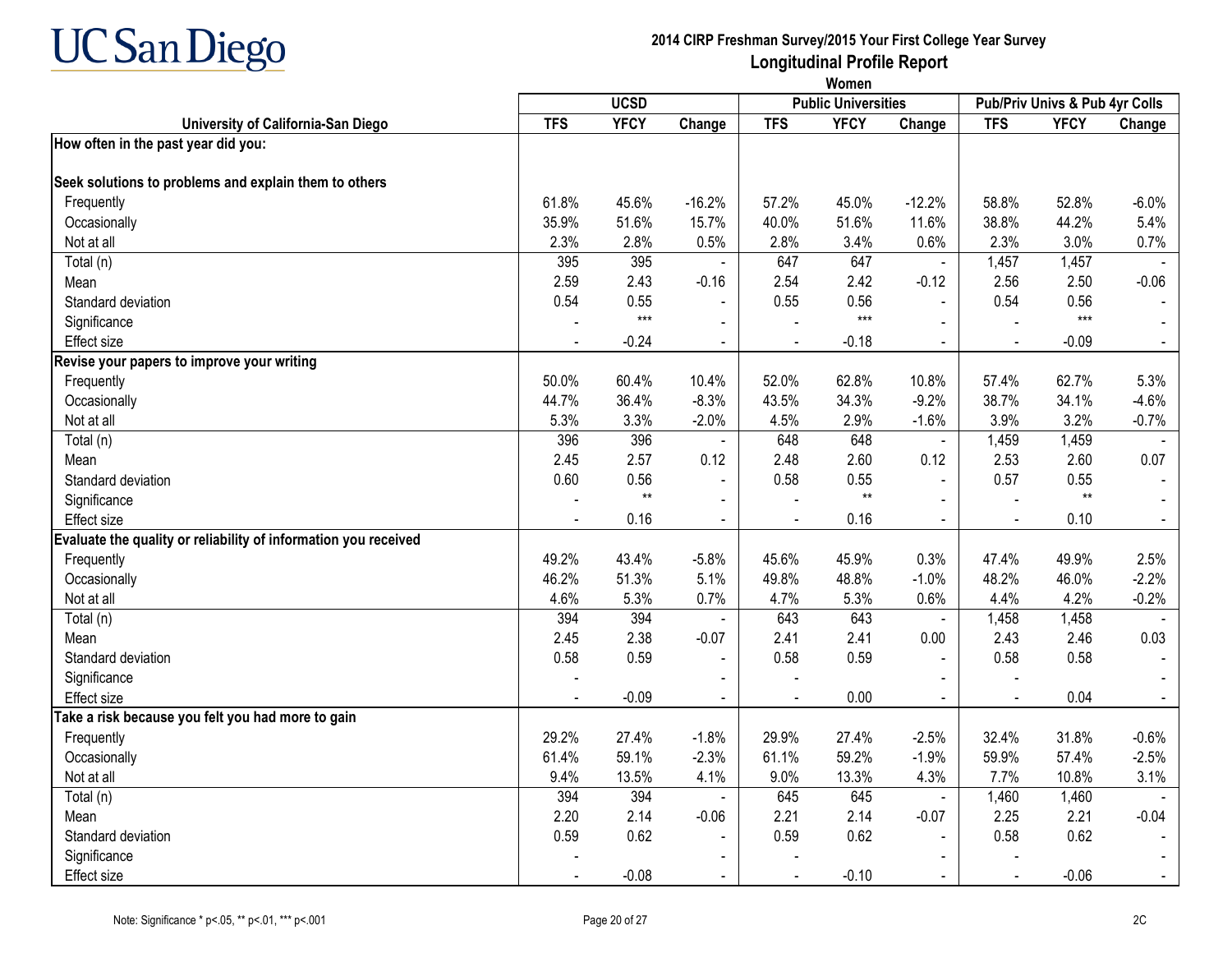# UC San Diego

## 2014 CIRP Freshman Survey/2015 Your First College Year Survey
## Longitudinal Profile Report
### Women

| University of California-San Diego | UCSD | | | Public Universities | | | Pub/Priv Univs & Pub 4yr Colls | | |
|---|---|---|---|---|---|---|---|---|---|
| | TFS | YFCY | Change | TFS | YFCY | Change | TFS | YFCY | Change |
| **How often in the past year did you:** | | | | | | | | | |
| **Seek solutions to problems and explain them to others** | | | | | | | | | |
| Frequently | 61.8% | 45.6% | -16.2% | 57.2% | 45.0% | -12.2% | 58.8% | 52.8% | -6.0% |
| Occasionally | 35.9% | 51.6% | 15.7% | 40.0% | 51.6% | 11.6% | 38.8% | 44.2% | 5.4% |
| Not at all | 2.3% | 2.8% | 0.5% | 2.8% | 3.4% | 0.6% | 2.3% | 3.0% | 0.7% |
| Total (n) | 395 | 395 | - | 647 | 647 | - | 1,457 | 1,457 | - |
| Mean | 2.59 | 2.43 | -0.16 | 2.54 | 2.42 | -0.12 | 2.56 | 2.50 | -0.06 |
| Standard deviation | 0.54 | 0.55 | - | 0.55 | 0.56 | - | 0.54 | 0.56 | - |
| Significance | - | *** | - | - | *** | - | - | *** | - |
| Effect size | - | -0.24 | - | - | -0.18 | - | - | -0.09 | - |
| **Revise your papers to improve your writing** | | | | | | | | | |
| Frequently | 50.0% | 60.4% | 10.4% | 52.0% | 62.8% | 10.8% | 57.4% | 62.7% | 5.3% |
| Occasionally | 44.7% | 36.4% | -8.3% | 43.5% | 34.3% | -9.2% | 38.7% | 34.1% | -4.6% |
| Not at all | 5.3% | 3.3% | -2.0% | 4.5% | 2.9% | -1.6% | 3.9% | 3.2% | -0.7% |
| Total (n) | 396 | 396 | - | 648 | 648 | - | 1,459 | 1,459 | - |
| Mean | 2.45 | 2.57 | 0.12 | 2.48 | 2.60 | 0.12 | 2.53 | 2.60 | 0.07 |
| Standard deviation | 0.60 | 0.56 | - | 0.58 | 0.55 | - | 0.57 | 0.55 | - |
| Significance | - | ** | - | - | ** | - | - | ** | - |
| Effect size | - | 0.16 | - | - | 0.16 | - | - | 0.10 | - |
| **Evaluate the quality or reliability of information you received** | | | | | | | | | |
| Frequently | 49.2% | 43.4% | -5.8% | 45.6% | 45.9% | 0.3% | 47.4% | 49.9% | 2.5% |
| Occasionally | 46.2% | 51.3% | 5.1% | 49.8% | 48.8% | -1.0% | 48.2% | 46.0% | -2.2% |
| Not at all | 4.6% | 5.3% | 0.7% | 4.7% | 5.3% | 0.6% | 4.4% | 4.2% | -0.2% |
| Total (n) | 394 | 394 | - | 643 | 643 | - | 1,458 | 1,458 | - |
| Mean | 2.45 | 2.38 | -0.07 | 2.41 | 2.41 | 0.00 | 2.43 | 2.46 | 0.03 |
| Standard deviation | 0.58 | 0.59 | - | 0.58 | 0.59 | - | 0.58 | 0.58 | - |
| Significance | - | | - | - | | - | - | | - |
| Effect size | - | -0.09 | - | - | 0.00 | - | - | 0.04 | - |
| **Take a risk because you felt you had more to gain** | | | | | | | | | |
| Frequently | 29.2% | 27.4% | -1.8% | 29.9% | 27.4% | -2.5% | 32.4% | 31.8% | -0.6% |
| Occasionally | 61.4% | 59.1% | -2.3% | 61.1% | 59.2% | -1.9% | 59.9% | 57.4% | -2.5% |
| Not at all | 9.4% | 13.5% | 4.1% | 9.0% | 13.3% | 4.3% | 7.7% | 10.8% | 3.1% |
| Total (n) | 394 | 394 | - | 645 | 645 | - | 1,460 | 1,460 | - |
| Mean | 2.20 | 2.14 | -0.06 | 2.21 | 2.14 | -0.07 | 2.25 | 2.21 | -0.04 |
| Standard deviation | 0.59 | 0.62 | - | 0.59 | 0.62 | - | 0.58 | 0.62 | - |
| Significance | - | | - | - | | - | - | | - |
| Effect size | - | -0.08 | - | - | -0.10 | - | - | -0.06 | - |

Note: Significance * p<.05, ** p<.01, *** p<.001

2C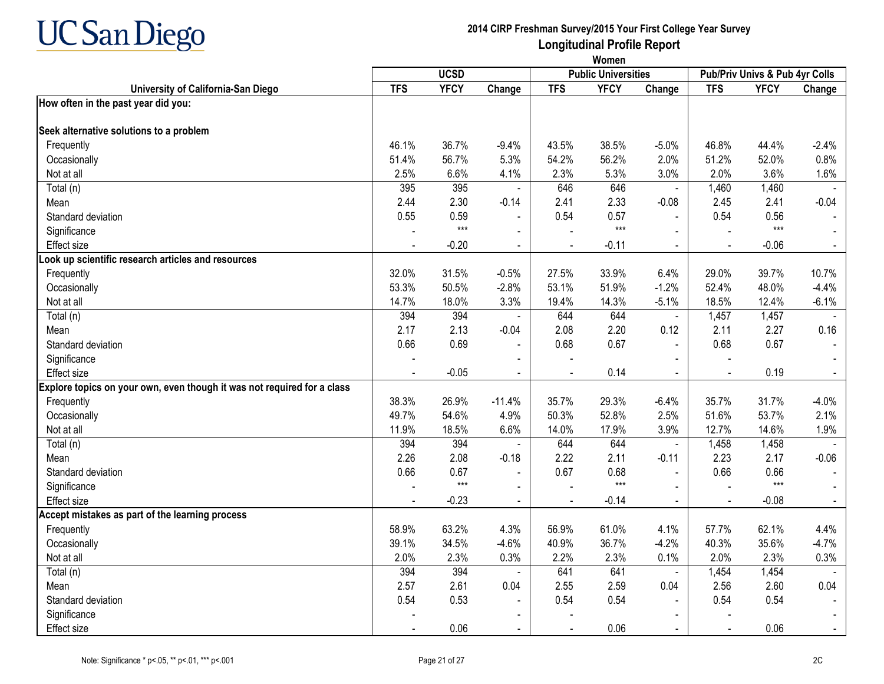# 2014 CIRP Freshman Survey/2015 Your First College Year Survey

## Longitudinal Profile Report

### Women

| University of California-San Diego | UCSD | | | Public Universities | | | Pub/Priv Univs & Pub 4yr Colls | | |
|---|---|---|---|---|---|---|---|---|---|
| | TFS | YFCY | Change | TFS | YFCY | Change | TFS | YFCY | Change |
| **How often in the past year did you:** | | | | | | | | | |
| **Seek alternative solutions to a problem** | | | | | | | | | |
| Frequently | 46.1% | 36.7% | -9.4% | 43.5% | 38.5% | -5.0% | 46.8% | 44.4% | -2.4% |
| Occasionally | 51.4% | 56.7% | 5.3% | 54.2% | 56.2% | 2.0% | 51.2% | 52.0% | 0.8% |
| Not at all | 2.5% | 6.6% | 4.1% | 2.3% | 5.3% | 3.0% | 2.0% | 3.6% | 1.6% |
| Total (n) | 395 | 395 | - | 646 | 646 | - | 1,460 | 1,460 | - |
| Mean | 2.44 | 2.30 | -0.14 | 2.41 | 2.33 | -0.08 | 2.45 | 2.41 | -0.04 |
| Standard deviation | 0.55 | 0.59 | - | 0.54 | 0.57 | - | 0.54 | 0.56 | - |
| Significance | - | *** | - | - | *** | - | - | *** | - |
| Effect size | - | -0.20 | - | - | -0.11 | - | - | -0.06 | - |
| **Look up scientific research articles and resources** | | | | | | | | | |
| Frequently | 32.0% | 31.5% | -0.5% | 27.5% | 33.9% | 6.4% | 29.0% | 39.7% | 10.7% |
| Occasionally | 53.3% | 50.5% | -2.8% | 53.1% | 51.9% | -1.2% | 52.4% | 48.0% | -4.4% |
| Not at all | 14.7% | 18.0% | 3.3% | 19.4% | 14.3% | -5.1% | 18.5% | 12.4% | -6.1% |
| Total (n) | 394 | 394 | - | 644 | 644 | - | 1,457 | 1,457 | - |
| Mean | 2.17 | 2.13 | -0.04 | 2.08 | 2.20 | 0.12 | 2.11 | 2.27 | 0.16 |
| Standard deviation | 0.66 | 0.69 | - | 0.68 | 0.67 | - | 0.68 | 0.67 | - |
| Significance | - | | - | - | | - | - | | - |
| Effect size | - | -0.05 | - | - | 0.14 | - | - | 0.19 | - |
| **Explore topics on your own, even though it was not required for a class** | | | | | | | | | |
| Frequently | 38.3% | 26.9% | -11.4% | 35.7% | 29.3% | -6.4% | 35.7% | 31.7% | -4.0% |
| Occasionally | 49.7% | 54.6% | 4.9% | 50.3% | 52.8% | 2.5% | 51.6% | 53.7% | 2.1% |
| Not at all | 11.9% | 18.5% | 6.6% | 14.0% | 17.9% | 3.9% | 12.7% | 14.6% | 1.9% |
| Total (n) | 394 | 394 | - | 644 | 644 | - | 1,458 | 1,458 | - |
| Mean | 2.26 | 2.08 | -0.18 | 2.22 | 2.11 | -0.11 | 2.23 | 2.17 | -0.06 |
| Standard deviation | 0.66 | 0.67 | - | 0.67 | 0.68 | - | 0.66 | 0.66 | - |
| Significance | - | *** | - | - | *** | - | - | *** | - |
| Effect size | - | -0.23 | - | - | -0.14 | - | - | -0.08 | - |
| **Accept mistakes as part of the learning process** | | | | | | | | | |
| Frequently | 58.9% | 63.2% | 4.3% | 56.9% | 61.0% | 4.1% | 57.7% | 62.1% | 4.4% |
| Occasionally | 39.1% | 34.5% | -4.6% | 40.9% | 36.7% | -4.2% | 40.3% | 35.6% | -4.7% |
| Not at all | 2.0% | 2.3% | 0.3% | 2.2% | 2.3% | 0.1% | 2.0% | 2.3% | 0.3% |
| Total (n) | 394 | 394 | - | 641 | 641 | - | 1,454 | 1,454 | - |
| Mean | 2.57 | 2.61 | 0.04 | 2.55 | 2.59 | 0.04 | 2.56 | 2.60 | 0.04 |
| Standard deviation | 0.54 | 0.53 | - | 0.54 | 0.54 | - | 0.54 | 0.54 | - |
| Significance | - | | - | - | | - | - | | - |
| Effect size | - | 0.06 | - | - | 0.06 | - | - | 0.06 | - |

Note: Significance * $p<.05$, ** $p<.01$, *** $p<.001$

2C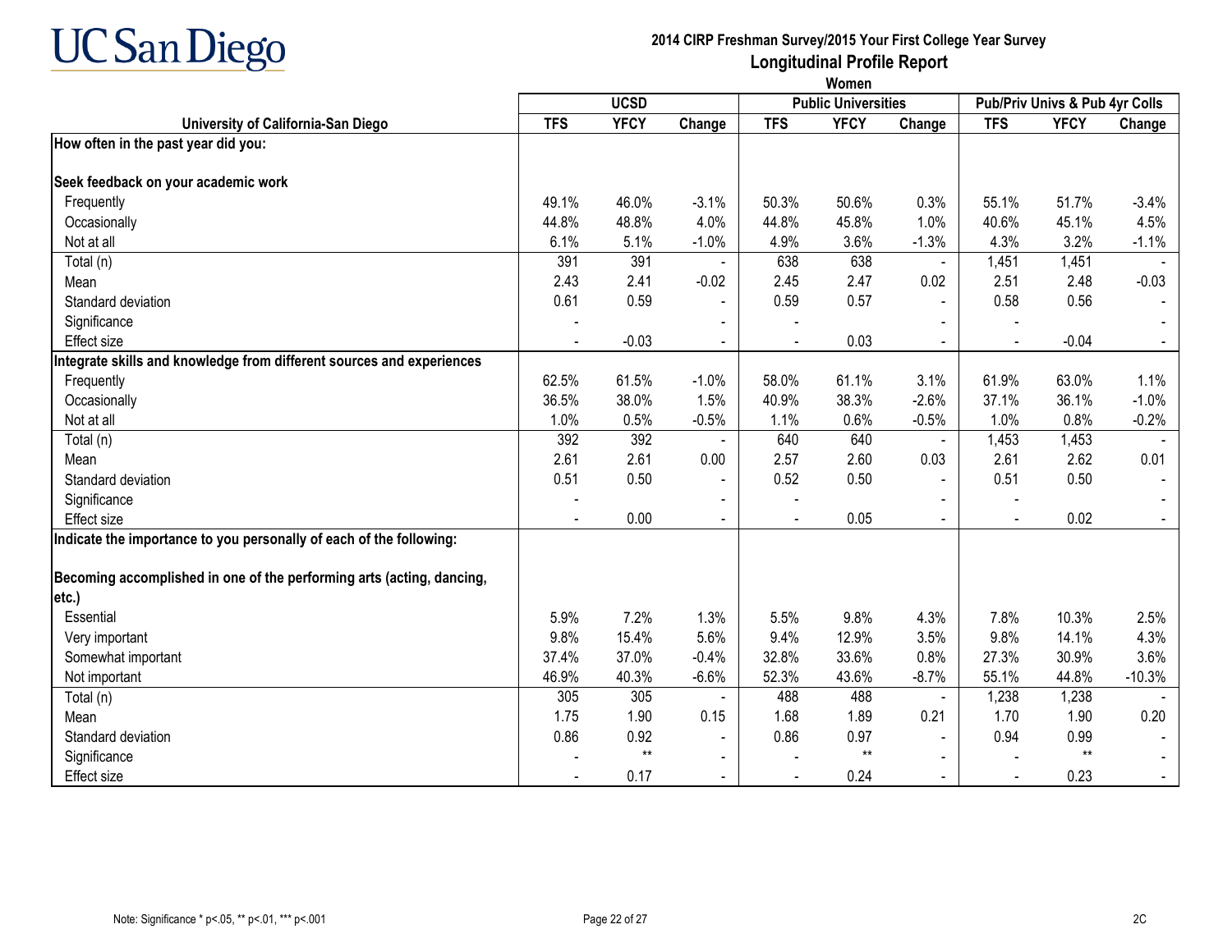# 2014 CIRP Freshman Survey/2015 Your First College Year Survey

## Longitudinal Profile Report

### Women

| University of California-San Diego | UCSD | | | Public Universities | | | Pub/Priv Univs & Pub 4yr Colls | | |
|---|---|---|---|---|---|---|---|---|---|
| | TFS | YFCY | Change | TFS | YFCY | Change | TFS | YFCY | Change |
| **How often in the past year did you:** | | | | | | | | | |
| **Seek feedback on your academic work** | | | | | | | | | |
| Frequently | 49.1% | 46.0% | -3.1% | 50.3% | 50.6% | 0.3% | 55.1% | 51.7% | -3.4% |
| Occasionally | 44.8% | 48.8% | 4.0% | 44.8% | 45.8% | 1.0% | 40.6% | 45.1% | 4.5% |
| Not at all | 6.1% | 5.1% | -1.0% | 4.9% | 3.6% | -1.3% | 4.3% | 3.2% | -1.1% |
| Total (n) | 391 | 391 | - | 638 | 638 | - | 1,451 | 1,451 | - |
| Mean | 2.43 | 2.41 | -0.02 | 2.45 | 2.47 | 0.02 | 2.51 | 2.48 | -0.03 |
| Standard deviation | 0.61 | 0.59 | - | 0.59 | 0.57 | - | 0.58 | 0.56 | - |
| Significance | - | | - | - | | - | - | | - |
| Effect size | - | -0.03 | - | - | 0.03 | - | - | -0.04 | - |
| **Integrate skills and knowledge from different sources and experiences** | | | | | | | | | |
| Frequently | 62.5% | 61.5% | -1.0% | 58.0% | 61.1% | 3.1% | 61.9% | 63.0% | 1.1% |
| Occasionally | 36.5% | 38.0% | 1.5% | 40.9% | 38.3% | -2.6% | 37.1% | 36.1% | -1.0% |
| Not at all | 1.0% | 0.5% | -0.5% | 1.1% | 0.6% | -0.5% | 1.0% | 0.8% | -0.2% |
| Total (n) | 392 | 392 | - | 640 | 640 | - | 1,453 | 1,453 | - |
| Mean | 2.61 | 2.61 | 0.00 | 2.57 | 2.60 | 0.03 | 2.61 | 2.62 | 0.01 |
| Standard deviation | 0.51 | 0.50 | - | 0.52 | 0.50 | - | 0.51 | 0.50 | - |
| Significance | - | | - | - | | - | - | | - |
| Effect size | - | 0.00 | - | - | 0.05 | - | - | 0.02 | - |
| **Indicate the importance to you personally of each of the following:** | | | | | | | | | |
| **Becoming accomplished in one of the performing arts (acting, dancing, etc.)** | | | | | | | | | |
| Essential | 5.9% | 7.2% | 1.3% | 5.5% | 9.8% | 4.3% | 7.8% | 10.3% | 2.5% |
| Very important | 9.8% | 15.4% | 5.6% | 9.4% | 12.9% | 3.5% | 9.8% | 14.1% | 4.3% |
| Somewhat important | 37.4% | 37.0% | -0.4% | 32.8% | 33.6% | 0.8% | 27.3% | 30.9% | 3.6% |
| Not important | 46.9% | 40.3% | -6.6% | 52.3% | 43.6% | -8.7% | 55.1% | 44.8% | -10.3% |
| Total (n) | 305 | 305 | - | 488 | 488 | - | 1,238 | 1,238 | - |
| Mean | 1.75 | 1.90 | 0.15 | 1.68 | 1.89 | 0.21 | 1.70 | 1.90 | 0.20 |
| Standard deviation | 0.86 | 0.92 | - | 0.86 | 0.97 | - | 0.94 | 0.99 | - |
| Significance | - | ** | - | - | ** | - | - | ** | - |
| Effect size | - | 0.17 | - | - | 0.24 | - | - | 0.23 | - |

Note: Significance * p<.05, ** p<.01, *** p<.001

2C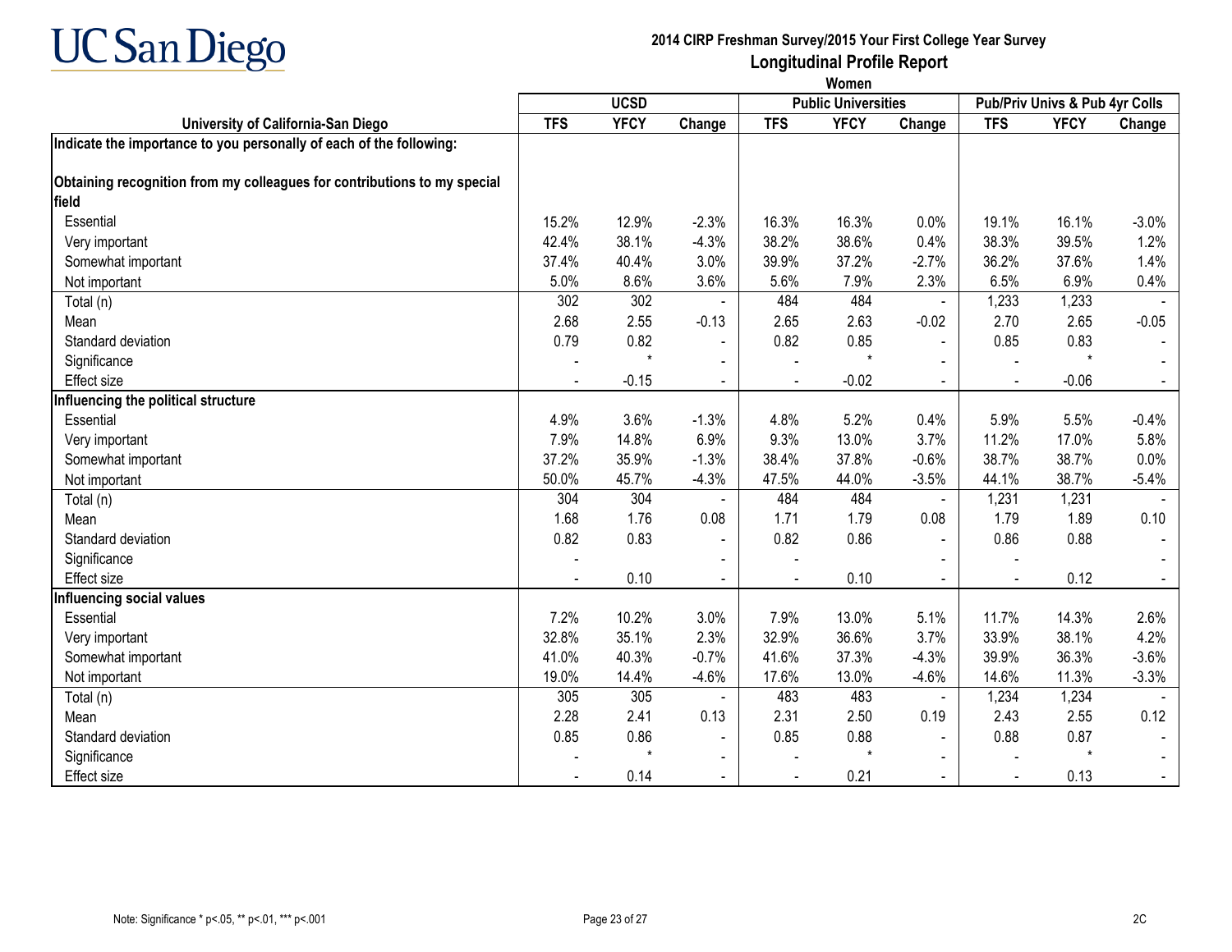# 2014 CIRP Freshman Survey/2015 Your First College Year Survey

## Longitudinal Profile Report

### Women

| University of California-San Diego | UCSD | | | Public Universities | | | Pub/Priv Univs & Pub 4yr Colls | | |
|---|---|---|---|---|---|---|---|---|---|
| | TFS | YFCY | Change | TFS | YFCY | Change | TFS | YFCY | Change |
| **Indicate the importance to you personally of each of the following:** | | | | | | | | | |
| **Obtaining recognition from my colleagues for contributions to my special field** | | | | | | | | | |
| Essential | 15.2% | 12.9% | -2.3% | 16.3% | 16.3% | 0.0% | 19.1% | 16.1% | -3.0% |
| Very important | 42.4% | 38.1% | -4.3% | 38.2% | 38.6% | 0.4% | 38.3% | 39.5% | 1.2% |
| Somewhat important | 37.4% | 40.4% | 3.0% | 39.9% | 37.2% | -2.7% | 36.2% | 37.6% | 1.4% |
| Not important | 5.0% | 8.6% | 3.6% | 5.6% | 7.9% | 2.3% | 6.5% | 6.9% | 0.4% |
| Total (n) | 302 | 302 | - | 484 | 484 | - | 1,233 | 1,233 | - |
| Mean | 2.68 | 2.55 | -0.13 | 2.65 | 2.63 | -0.02 | 2.70 | 2.65 | -0.05 |
| Standard deviation | 0.79 | 0.82 | - | 0.82 | 0.85 | - | 0.85 | 0.83 | - |
| Significance | - | * | - | - | * | - | - | * | - |
| Effect size | - | -0.15 | - | - | -0.02 | - | - | -0.06 | - |
| **Influencing the political structure** | | | | | | | | | |
| Essential | 4.9% | 3.6% | -1.3% | 4.8% | 5.2% | 0.4% | 5.9% | 5.5% | -0.4% |
| Very important | 7.9% | 14.8% | 6.9% | 9.3% | 13.0% | 3.7% | 11.2% | 17.0% | 5.8% |
| Somewhat important | 37.2% | 35.9% | -1.3% | 38.4% | 37.8% | -0.6% | 38.7% | 38.7% | 0.0% |
| Not important | 50.0% | 45.7% | -4.3% | 47.5% | 44.0% | -3.5% | 44.1% | 38.7% | -5.4% |
| Total (n) | 304 | 304 | - | 484 | 484 | - | 1,231 | 1,231 | - |
| Mean | 1.68 | 1.76 | 0.08 | 1.71 | 1.79 | 0.08 | 1.79 | 1.89 | 0.10 |
| Standard deviation | 0.82 | 0.83 | - | 0.82 | 0.86 | - | 0.86 | 0.88 | - |
| Significance | - | | - | - | | - | - | | - |
| Effect size | - | 0.10 | - | - | 0.10 | - | - | 0.12 | - |
| **Influencing social values** | | | | | | | | | |
| Essential | 7.2% | 10.2% | 3.0% | 7.9% | 13.0% | 5.1% | 11.7% | 14.3% | 2.6% |
| Very important | 32.8% | 35.1% | 2.3% | 32.9% | 36.6% | 3.7% | 33.9% | 38.1% | 4.2% |
| Somewhat important | 41.0% | 40.3% | -0.7% | 41.6% | 37.3% | -4.3% | 39.9% | 36.3% | -3.6% |
| Not important | 19.0% | 14.4% | -4.6% | 17.6% | 13.0% | -4.6% | 14.6% | 11.3% | -3.3% |
| Total (n) | 305 | 305 | - | 483 | 483 | - | 1,234 | 1,234 | - |
| Mean | 2.28 | 2.41 | 0.13 | 2.31 | 2.50 | 0.19 | 2.43 | 2.55 | 0.12 |
| Standard deviation | 0.85 | 0.86 | - | 0.85 | 0.88 | - | 0.88 | 0.87 | - |
| Significance | - | * | - | - | * | - | - | * | - |
| Effect size | - | 0.14 | - | - | 0.21 | - | - | 0.13 | - |

Note: Significance * p<.05, ** p<.01, *** p<.001

2C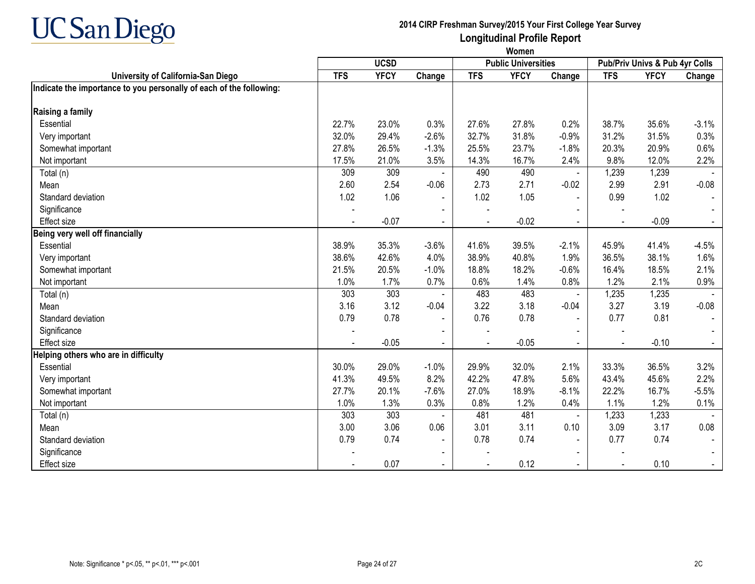# UC San Diego

## 2014 CIRP Freshman Survey/2015 Your First College Year Survey

## Longitudinal Profile Report

### Women

| University of California-San Diego | UCSD | | | Public Universities | | | Pub/Priv Univs & Pub 4yr Colls | | |
|---|---|---|---|---|---|---|---|---|---|
| | TFS | YFCY | Change | TFS | YFCY | Change | TFS | YFCY | Change |
| **Indicate the importance to you personally of each of the following:** | | | | | | | | | |
| **Raising a family** | | | | | | | | | |
| Essential | 22.7% | 23.0% | 0.3% | 27.6% | 27.8% | 0.2% | 38.7% | 35.6% | -3.1% |
| Very important | 32.0% | 29.4% | -2.6% | 32.7% | 31.8% | -0.9% | 31.2% | 31.5% | 0.3% |
| Somewhat important | 27.8% | 26.5% | -1.3% | 25.5% | 23.7% | -1.8% | 20.3% | 20.9% | 0.6% |
| Not important | 17.5% | 21.0% | 3.5% | 14.3% | 16.7% | 2.4% | 9.8% | 12.0% | 2.2% |
| Total (n) | 309 | 309 | - | 490 | 490 | - | 1,239 | 1,239 | - |
| Mean | 2.60 | 2.54 | -0.06 | 2.73 | 2.71 | -0.02 | 2.99 | 2.91 | -0.08 |
| Standard deviation | 1.02 | 1.06 | - | 1.02 | 1.05 | - | 0.99 | 1.02 | - |
| Significance | - | | - | - | | - | - | | - |
| Effect size | - | -0.07 | - | - | -0.02 | - | - | -0.09 | - |
| **Being very well off financially** | | | | | | | | | |
| Essential | 38.9% | 35.3% | -3.6% | 41.6% | 39.5% | -2.1% | 45.9% | 41.4% | -4.5% |
| Very important | 38.6% | 42.6% | 4.0% | 38.9% | 40.8% | 1.9% | 36.5% | 38.1% | 1.6% |
| Somewhat important | 21.5% | 20.5% | -1.0% | 18.8% | 18.2% | -0.6% | 16.4% | 18.5% | 2.1% |
| Not important | 1.0% | 1.7% | 0.7% | 0.6% | 1.4% | 0.8% | 1.2% | 2.1% | 0.9% |
| Total (n) | 303 | 303 | - | 483 | 483 | - | 1,235 | 1,235 | - |
| Mean | 3.16 | 3.12 | -0.04 | 3.22 | 3.18 | -0.04 | 3.27 | 3.19 | -0.08 |
| Standard deviation | 0.79 | 0.78 | - | 0.76 | 0.78 | - | 0.77 | 0.81 | - |
| Significance | - | | - | - | | - | - | | - |
| Effect size | - | -0.05 | - | - | -0.05 | - | - | -0.10 | - |
| **Helping others who are in difficulty** | | | | | | | | | |
| Essential | 30.0% | 29.0% | -1.0% | 29.9% | 32.0% | 2.1% | 33.3% | 36.5% | 3.2% |
| Very important | 41.3% | 49.5% | 8.2% | 42.2% | 47.8% | 5.6% | 43.4% | 45.6% | 2.2% |
| Somewhat important | 27.7% | 20.1% | -7.6% | 27.0% | 18.9% | -8.1% | 22.2% | 16.7% | -5.5% |
| Not important | 1.0% | 1.3% | 0.3% | 0.8% | 1.2% | 0.4% | 1.1% | 1.2% | 0.1% |
| Total (n) | 303 | 303 | - | 481 | 481 | - | 1,233 | 1,233 | - |
| Mean | 3.00 | 3.06 | 0.06 | 3.01 | 3.11 | 0.10 | 3.09 | 3.17 | 0.08 |
| Standard deviation | 0.79 | 0.74 | - | 0.78 | 0.74 | - | 0.77 | 0.74 | - |
| Significance | - | | - | - | | - | - | | - |
| Effect size | - | 0.07 | - | - | 0.12 | - | - | 0.10 | - |

Note: Significance * p<.05, ** p<.01, *** p<.001

2C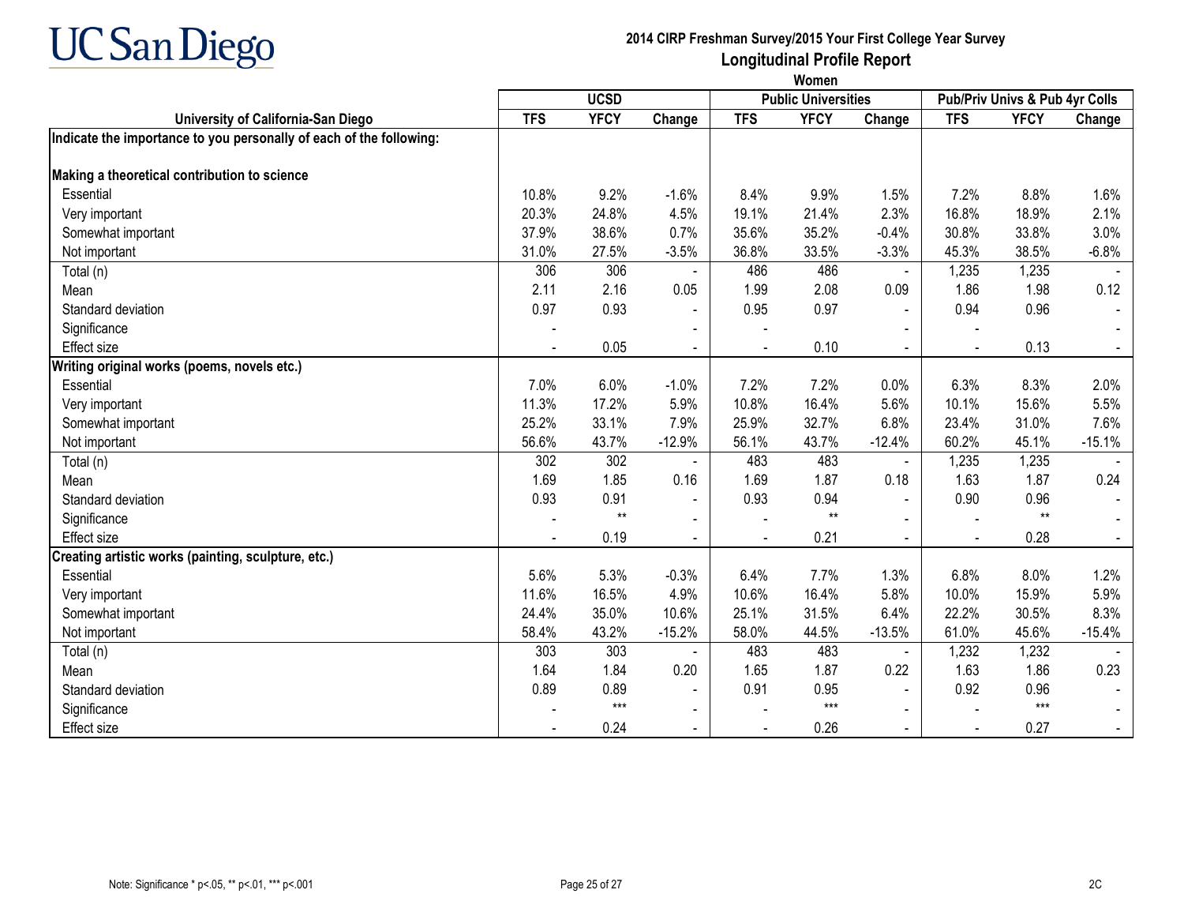# 2014 CIRP Freshman Survey/2015 Your First College Year Survey

## Longitudinal Profile Report

### Women

| University of California-San Diego | UCSD | | | Public Universities | | | Pub/Priv Univs & Pub 4yr Colls | | |
|---|---|---|---|---|---|---|---|---|---|
| | TFS | YFCY | Change | TFS | YFCY | Change | TFS | YFCY | Change |
| **Indicate the importance to you personally of each of the following:** | | | | | | | | | |
| **Making a theoretical contribution to science** | | | | | | | | | |
| Essential | 10.8% | 9.2% | -1.6% | 8.4% | 9.9% | 1.5% | 7.2% | 8.8% | 1.6% |
| Very important | 20.3% | 24.8% | 4.5% | 19.1% | 21.4% | 2.3% | 16.8% | 18.9% | 2.1% |
| Somewhat important | 37.9% | 38.6% | 0.7% | 35.6% | 35.2% | -0.4% | 30.8% | 33.8% | 3.0% |
| Not important | 31.0% | 27.5% | -3.5% | 36.8% | 33.5% | -3.3% | 45.3% | 38.5% | -6.8% |
| Total (n) | 306 | 306 | - | 486 | 486 | - | 1,235 | 1,235 | - |
| Mean | 2.11 | 2.16 | 0.05 | 1.99 | 2.08 | 0.09 | 1.86 | 1.98 | 0.12 |
| Standard deviation | 0.97 | 0.93 | - | 0.95 | 0.97 | - | 0.94 | 0.96 | - |
| Significance | - | | - | - | | - | - | | - |
| Effect size | - | 0.05 | - | - | 0.10 | - | - | 0.13 | - |
| **Writing original works (poems, novels etc.)** | | | | | | | | | |
| Essential | 7.0% | 6.0% | -1.0% | 7.2% | 7.2% | 0.0% | 6.3% | 8.3% | 2.0% |
| Very important | 11.3% | 17.2% | 5.9% | 10.8% | 16.4% | 5.6% | 10.1% | 15.6% | 5.5% |
| Somewhat important | 25.2% | 33.1% | 7.9% | 25.9% | 32.7% | 6.8% | 23.4% | 31.0% | 7.6% |
| Not important | 56.6% | 43.7% | -12.9% | 56.1% | 43.7% | -12.4% | 60.2% | 45.1% | -15.1% |
| Total (n) | 302 | 302 | - | 483 | 483 | - | 1,235 | 1,235 | - |
| Mean | 1.69 | 1.85 | 0.16 | 1.69 | 1.87 | 0.18 | 1.63 | 1.87 | 0.24 |
| Standard deviation | 0.93 | 0.91 | - | 0.93 | 0.94 | - | 0.90 | 0.96 | - |
| Significance | - | ** | - | - | ** | - | - | ** | - |
| Effect size | - | 0.19 | - | - | 0.21 | - | - | 0.28 | - |
| **Creating artistic works (painting, sculpture, etc.)** | | | | | | | | | |
| Essential | 5.6% | 5.3% | -0.3% | 6.4% | 7.7% | 1.3% | 6.8% | 8.0% | 1.2% |
| Very important | 11.6% | 16.5% | 4.9% | 10.6% | 16.4% | 5.8% | 10.0% | 15.9% | 5.9% |
| Somewhat important | 24.4% | 35.0% | 10.6% | 25.1% | 31.5% | 6.4% | 22.2% | 30.5% | 8.3% |
| Not important | 58.4% | 43.2% | -15.2% | 58.0% | 44.5% | -13.5% | 61.0% | 45.6% | -15.4% |
| Total (n) | 303 | 303 | - | 483 | 483 | - | 1,232 | 1,232 | - |
| Mean | 1.64 | 1.84 | 0.20 | 1.65 | 1.87 | 0.22 | 1.63 | 1.86 | 0.23 |
| Standard deviation | 0.89 | 0.89 | - | 0.91 | 0.95 | - | 0.92 | 0.96 | - |
| Significance | - | *** | - | - | *** | - | - | *** | - |
| Effect size | - | 0.24 | - | - | 0.26 | - | - | 0.27 | - |

Note: Significance * p<.05, ** p<.01, *** p<.001

2C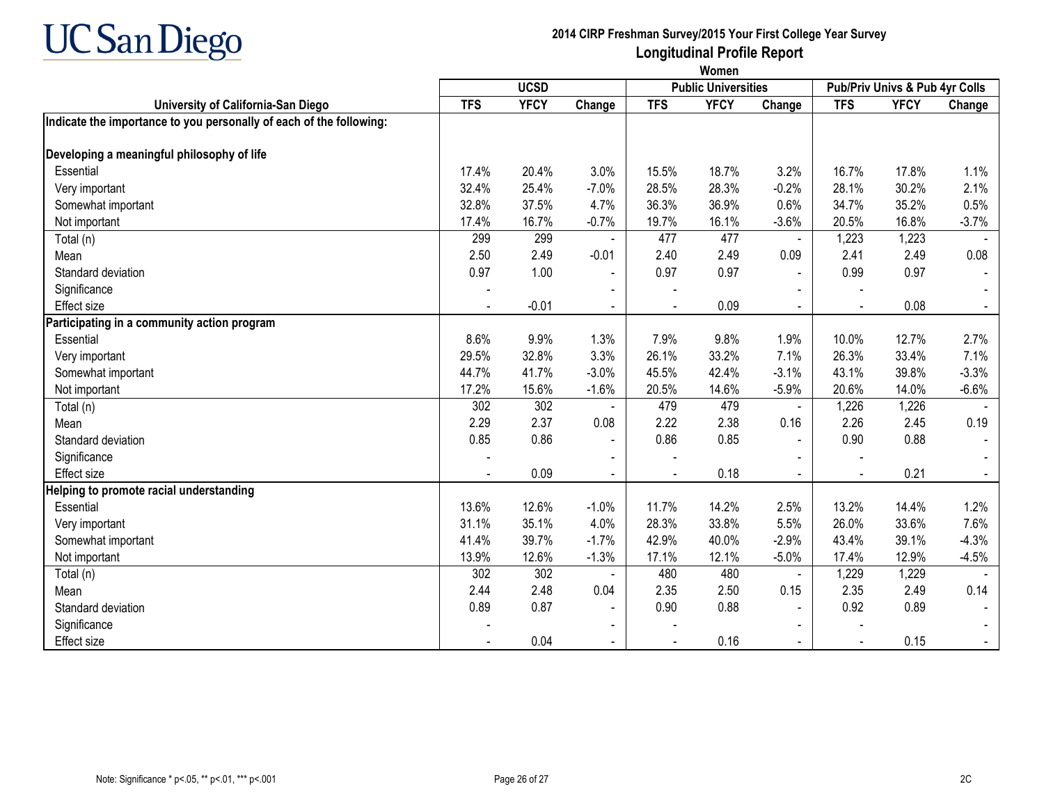UC San Diego

# 2014 CIRP Freshman Survey/2015 Your First College Year Survey
## Longitudinal Profile Report
### Women

| University of California-San Diego | UCSD | | | Public Universities | | | Pub/Priv Univs & Pub 4yr Colls | | |
|---|---|---|---|---|---|---|---|---|---|
| | TFS | YFCY | Change | TFS | YFCY | Change | TFS | YFCY | Change |
| **Indicate the importance to you personally of each of the following:** | | | | | | | | | |
| **Developing a meaningful philosophy of life** | | | | | | | | | |
| Essential | 17.4% | 20.4% | 3.0% | 15.5% | 18.7% | 3.2% | 16.7% | 17.8% | 1.1% |
| Very important | 32.4% | 25.4% | -7.0% | 28.5% | 28.3% | -0.2% | 28.1% | 30.2% | 2.1% |
| Somewhat important | 32.8% | 37.5% | 4.7% | 36.3% | 36.9% | 0.6% | 34.7% | 35.2% | 0.5% |
| Not important | 17.4% | 16.7% | -0.7% | 19.7% | 16.1% | -3.6% | 20.5% | 16.8% | -3.7% |
| Total (n) | 299 | 299 | - | 477 | 477 | - | 1,223 | 1,223 | - |
| Mean | 2.50 | 2.49 | -0.01 | 2.40 | 2.49 | 0.09 | 2.41 | 2.49 | 0.08 |
| Standard deviation | 0.97 | 1.00 | - | 0.97 | 0.97 | - | 0.99 | 0.97 | - |
| Significance | - | | - | - | | - | - | | - |
| Effect size | - | -0.01 | - | - | 0.09 | - | - | 0.08 | - |
| **Participating in a community action program** | | | | | | | | | |
| Essential | 8.6% | 9.9% | 1.3% | 7.9% | 9.8% | 1.9% | 10.0% | 12.7% | 2.7% |
| Very important | 29.5% | 32.8% | 3.3% | 26.1% | 33.2% | 7.1% | 26.3% | 33.4% | 7.1% |
| Somewhat important | 44.7% | 41.7% | -3.0% | 45.5% | 42.4% | -3.1% | 43.1% | 39.8% | -3.3% |
| Not important | 17.2% | 15.6% | -1.6% | 20.5% | 14.6% | -5.9% | 20.6% | 14.0% | -6.6% |
| Total (n) | 302 | 302 | - | 479 | 479 | - | 1,226 | 1,226 | - |
| Mean | 2.29 | 2.37 | 0.08 | 2.22 | 2.38 | 0.16 | 2.26 | 2.45 | 0.19 |
| Standard deviation | 0.85 | 0.86 | - | 0.86 | 0.85 | - | 0.90 | 0.88 | - |
| Significance | - | | - | - | | - | - | | - |
| Effect size | - | 0.09 | - | - | 0.18 | - | - | 0.21 | - |
| **Helping to promote racial understanding** | | | | | | | | | |
| Essential | 13.6% | 12.6% | -1.0% | 11.7% | 14.2% | 2.5% | 13.2% | 14.4% | 1.2% |
| Very important | 31.1% | 35.1% | 4.0% | 28.3% | 33.8% | 5.5% | 26.0% | 33.6% | 7.6% |
| Somewhat important | 41.4% | 39.7% | -1.7% | 42.9% | 40.0% | -2.9% | 43.4% | 39.1% | -4.3% |
| Not important | 13.9% | 12.6% | -1.3% | 17.1% | 12.1% | -5.0% | 17.4% | 12.9% | -4.5% |
| Total (n) | 302 | 302 | - | 480 | 480 | - | 1,229 | 1,229 | - |
| Mean | 2.44 | 2.48 | 0.04 | 2.35 | 2.50 | 0.15 | 2.35 | 2.49 | 0.14 |
| Standard deviation | 0.89 | 0.87 | - | 0.90 | 0.88 | - | 0.92 | 0.89 | - |
| Significance | - | | - | - | | - | - | | - |
| Effect size | - | 0.04 | - | - | 0.16 | - | - | 0.15 | - |

Note: Significance * p<.05, ** p<.01, *** p<.001

2C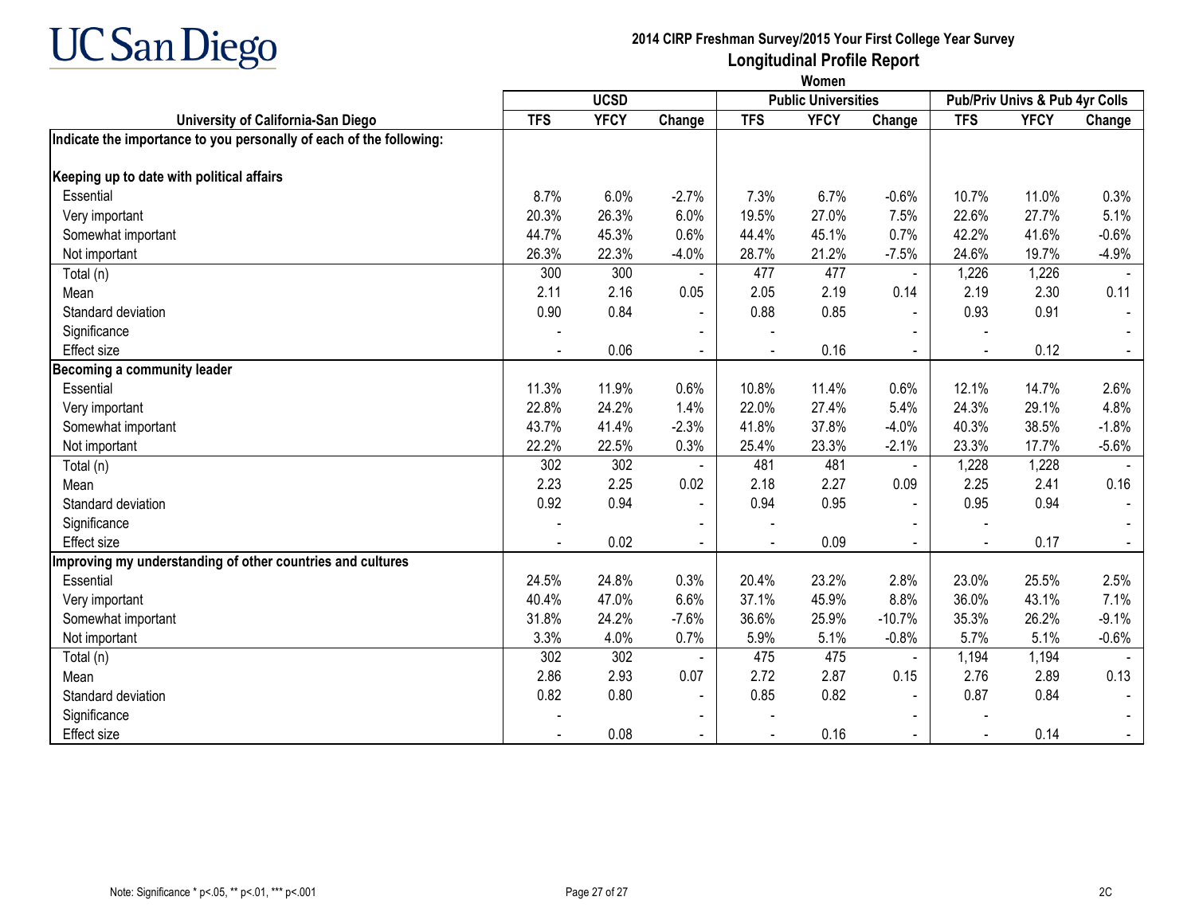# 2014 CIRP Freshman Survey/2015 Your First College Year Survey

## Longitudinal Profile Report

### Women

| University of California-San Diego | UCSD | | | Public Universities | | | Pub/Priv Univs & Pub 4yr Colls | | |
|---|---|---|---|---|---|---|---|---|---|
| | TFS | YFCY | Change | TFS | YFCY | Change | TFS | YFCY | Change |
| **Indicate the importance to you personally of each of the following:** | | | | | | | | | |
| **Keeping up to date with political affairs** | | | | | | | | | |
| Essential | 8.7% | 6.0% | -2.7% | 7.3% | 6.7% | -0.6% | 10.7% | 11.0% | 0.3% |
| Very important | 20.3% | 26.3% | 6.0% | 19.5% | 27.0% | 7.5% | 22.6% | 27.7% | 5.1% |
| Somewhat important | 44.7% | 45.3% | 0.6% | 44.4% | 45.1% | 0.7% | 42.2% | 41.6% | -0.6% |
| Not important | 26.3% | 22.3% | -4.0% | 28.7% | 21.2% | -7.5% | 24.6% | 19.7% | -4.9% |
| Total (n) | 300 | 300 | - | 477 | 477 | - | 1,226 | 1,226 | - |
| Mean | 2.11 | 2.16 | 0.05 | 2.05 | 2.19 | 0.14 | 2.19 | 2.30 | 0.11 |
| Standard deviation | 0.90 | 0.84 | - | 0.88 | 0.85 | - | 0.93 | 0.91 | - |
| Significance | - | | - | - | | - | - | | - |
| Effect size | - | 0.06 | - | - | 0.16 | - | - | 0.12 | - |
| **Becoming a community leader** | | | | | | | | | |
| Essential | 11.3% | 11.9% | 0.6% | 10.8% | 11.4% | 0.6% | 12.1% | 14.7% | 2.6% |
| Very important | 22.8% | 24.2% | 1.4% | 22.0% | 27.4% | 5.4% | 24.3% | 29.1% | 4.8% |
| Somewhat important | 43.7% | 41.4% | -2.3% | 41.8% | 37.8% | -4.0% | 40.3% | 38.5% | -1.8% |
| Not important | 22.2% | 22.5% | 0.3% | 25.4% | 23.3% | -2.1% | 23.3% | 17.7% | -5.6% |
| Total (n) | 302 | 302 | - | 481 | 481 | - | 1,228 | 1,228 | - |
| Mean | 2.23 | 2.25 | 0.02 | 2.18 | 2.27 | 0.09 | 2.25 | 2.41 | 0.16 |
| Standard deviation | 0.92 | 0.94 | - | 0.94 | 0.95 | - | 0.95 | 0.94 | - |
| Significance | - | | - | - | | - | - | | - |
| Effect size | - | 0.02 | - | - | 0.09 | - | - | 0.17 | - |
| **Improving my understanding of other countries and cultures** | | | | | | | | | |
| Essential | 24.5% | 24.8% | 0.3% | 20.4% | 23.2% | 2.8% | 23.0% | 25.5% | 2.5% |
| Very important | 40.4% | 47.0% | 6.6% | 37.1% | 45.9% | 8.8% | 36.0% | 43.1% | 7.1% |
| Somewhat important | 31.8% | 24.2% | -7.6% | 36.6% | 25.9% | -10.7% | 35.3% | 26.2% | -9.1% |
| Not important | 3.3% | 4.0% | 0.7% | 5.9% | 5.1% | -0.8% | 5.7% | 5.1% | -0.6% |
| Total (n) | 302 | 302 | - | 475 | 475 | - | 1,194 | 1,194 | - |
| Mean | 2.86 | 2.93 | 0.07 | 2.72 | 2.87 | 0.15 | 2.76 | 2.89 | 0.13 |
| Standard deviation | 0.82 | 0.80 | - | 0.85 | 0.82 | - | 0.87 | 0.84 | - |
| Significance | - | | - | - | | - | - | | - |
| Effect size | - | 0.08 | - | - | 0.16 | - | - | 0.14 | - |

Note: Significance * p<.05, ** p<.01, *** p<.001